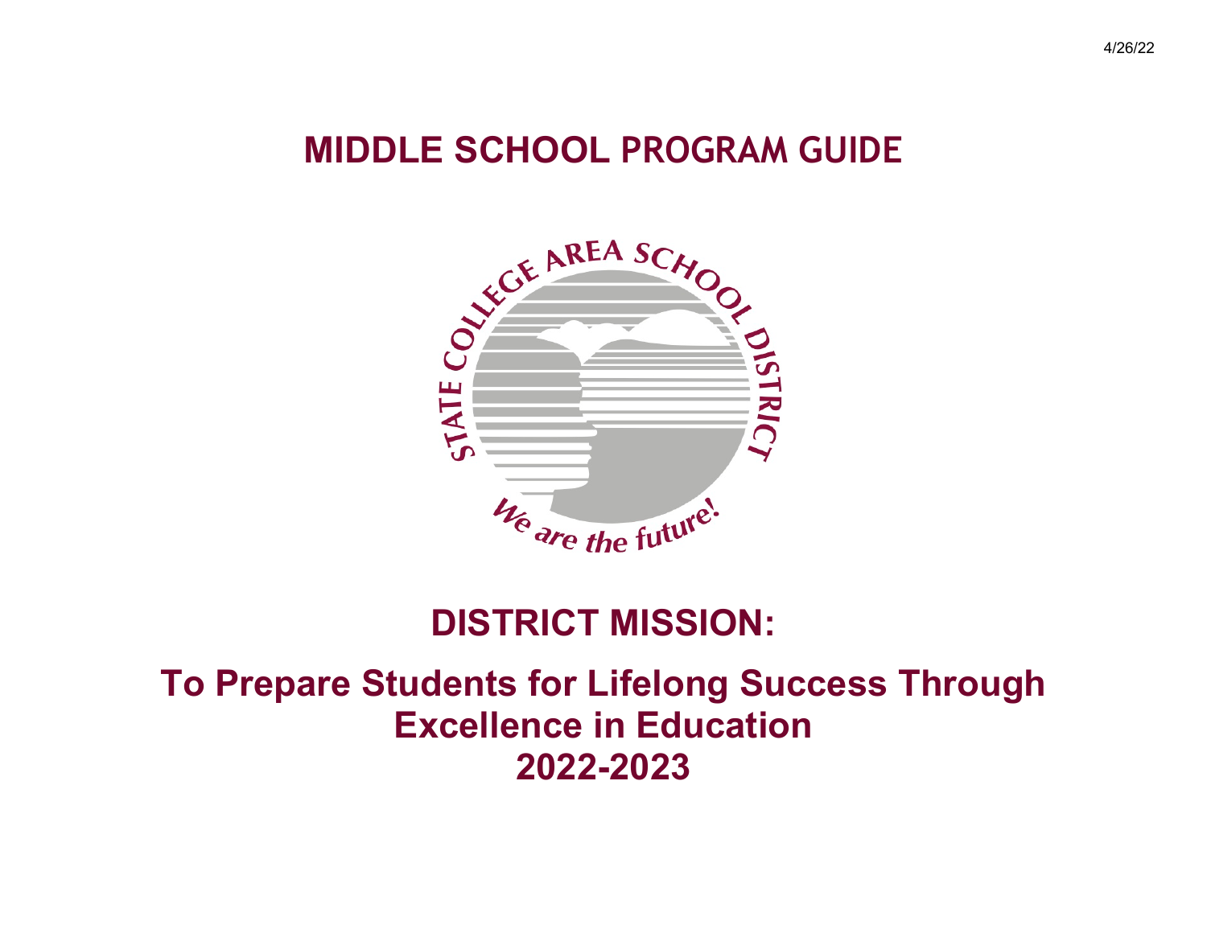4/26/22

# MIDDLE SCHOOL PROGRAM GUIDE

## DISTRICT MISSION:

## To Prepare Students for Lifelong Success Through Excellence in Education

## 2022-2023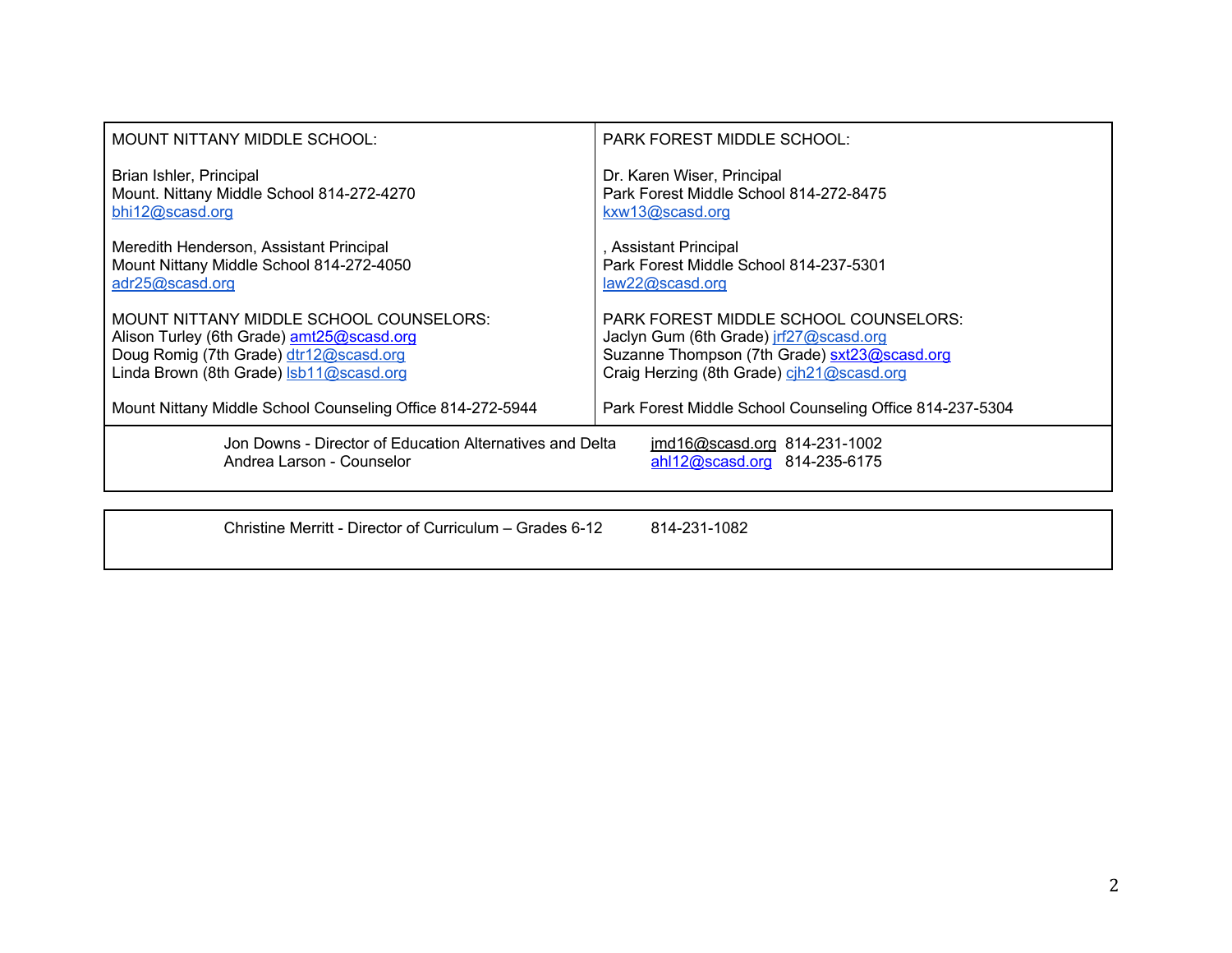| MOUNT NITTANY MIDDLE SCHOOL: | PARK FOREST MIDDLE SCHOOL: |
|---|---|
| Brian Ishler, Principal<br>Mount. Nittany Middle School 814-272-4270<br>bhi12@scasd.org | Dr. Karen Wiser, Principal<br>Park Forest Middle School 814-272-8475<br>kxw13@scasd.org |
| Meredith Henderson, Assistant Principal<br>Mount Nittany Middle School 814-272-4050<br>adr25@scasd.org | , Assistant Principal<br>Park Forest Middle School 814-237-5301<br>law22@scasd.org |
| MOUNT NITTANY MIDDLE SCHOOL COUNSELORS:<br>Alison Turley (6th Grade) amt25@scasd.org<br>Doug Romig (7th Grade) dtr12@scasd.org<br>Linda Brown (8th Grade) lsb11@scasd.org | PARK FOREST MIDDLE SCHOOL COUNSELORS:<br>Jaclyn Gum (6th Grade) jrf27@scasd.org<br>Suzanne Thompson (7th Grade) sxt23@scasd.org<br>Craig Herzing (8th Grade) cjh21@scasd.org |
| Mount Nittany Middle School Counseling Office 814-272-5944 | Park Forest Middle School Counseling Office 814-237-5304 |

| | |
|---|---|
| Jon Downs - Director of Education Alternatives and Delta | jmd16@scasd.org 814-231-1002 |
| Andrea Larson - Counselor | ahl12@scasd.org 814-235-6175 |

| | |
|---|---|
| Christine Merritt - Director of Curriculum – Grades 6-12 | 814-231-1082 |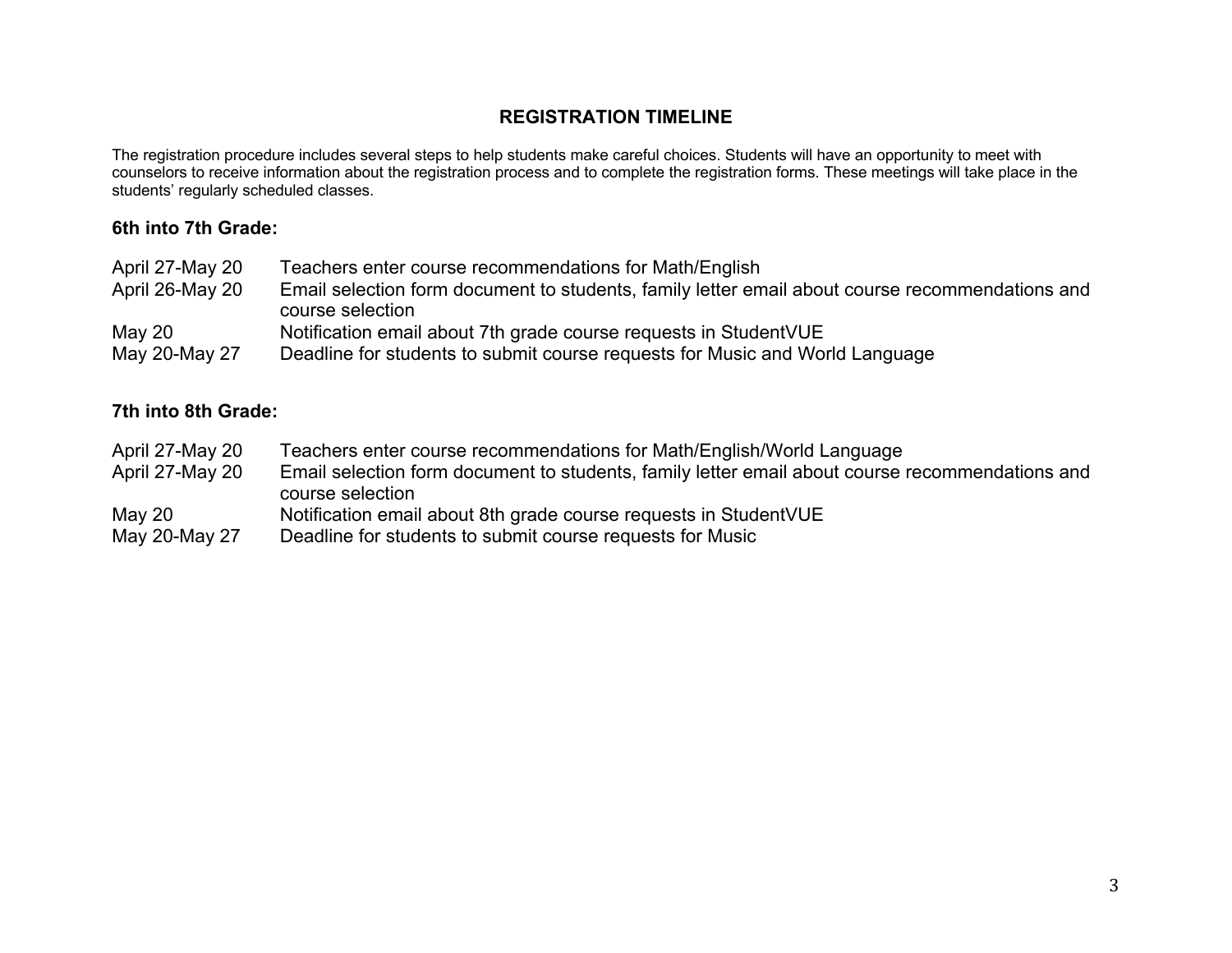# REGISTRATION TIMELINE

The registration procedure includes several steps to help students make careful choices. Students will have an opportunity to meet with counselors to receive information about the registration process and to complete the registration forms. These meetings will take place in the students' regularly scheduled classes.

## 6th into 7th Grade:

| | |
|---|---|
| April 27-May 20 | Teachers enter course recommendations for Math/English |
| April 26-May 20 | Email selection form document to students, family letter email about course recommendations and course selection |
| May 20 | Notification email about 7th grade course requests in StudentVUE |
| May 20-May 27 | Deadline for students to submit course requests for Music and World Language |

## 7th into 8th Grade:

| | |
|---|---|
| April 27-May 20 | Teachers enter course recommendations for Math/English/World Language |
| April 27-May 20 | Email selection form document to students, family letter email about course recommendations and course selection |
| May 20 | Notification email about 8th grade course requests in StudentVUE |
| May 20-May 27 | Deadline for students to submit course requests for Music |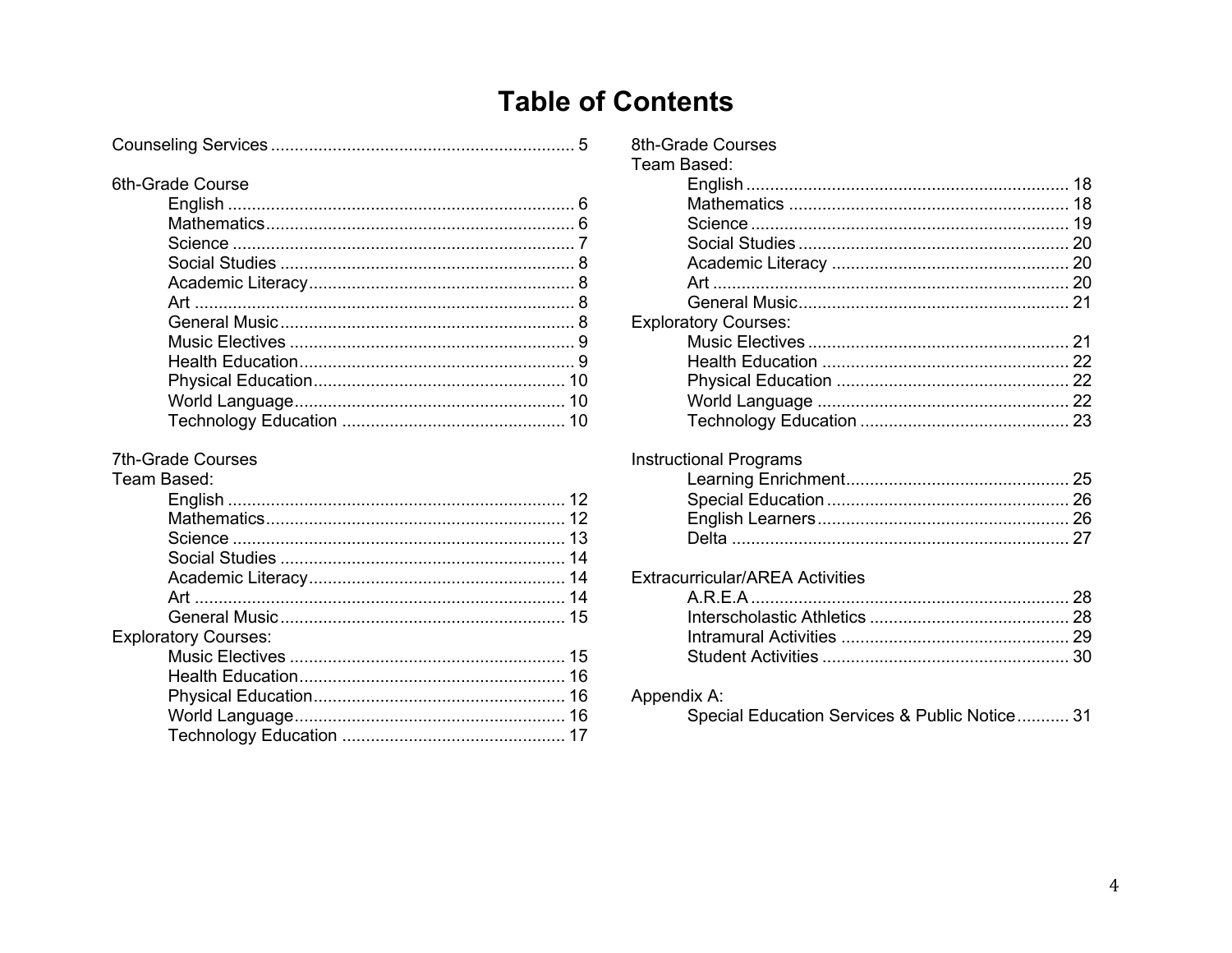# Table of Contents

Counseling Services ................................................................ 5

6th-Grade Course

- English ........................................................................ 6
- Mathematics ................................................................ 6
- Science ....................................................................... 7
- Social Studies ............................................................. 8
- Academic Literacy ....................................................... 8
- Art ............................................................................... 8
- General Music ............................................................. 8
- Music Electives ........................................................... 9
- Health Education ......................................................... 9
- Physical Education .................................................... 10
- World Language ........................................................ 10
- Technology Education ............................................... 10

7th-Grade Courses

Team Based:

- English ...................................................................... 12
- Mathematics .............................................................. 12
- Science ..................................................................... 13
- Social Studies ............................................................ 14
- Academic Literacy ..................................................... 14
- Art ............................................................................. 14
- General Music ............................................................ 15

Exploratory Courses:

- Music Electives .......................................................... 15
- Health Education ........................................................ 16
- Physical Education .................................................... 16
- World Language ........................................................ 16
- Technology Education ............................................... 17

8th-Grade Courses

Team Based:

- English ...................................................................... 18
- Mathematics .............................................................. 18
- Science ..................................................................... 19
- Social Studies ............................................................ 20
- Academic Literacy ..................................................... 20
- Art ............................................................................. 20
- General Music ........................................................... 21

Exploratory Courses:

- Music Electives .......................................................... 21
- Health Education ........................................................ 22
- Physical Education .................................................... 22
- World Language ........................................................ 22
- Technology Education ............................................... 23

Instructional Programs

- Learning Enrichment .................................................. 25
- Special Education ...................................................... 26
- English Learners ........................................................ 26
- Delta .......................................................................... 27

Extracurricular/AREA Activities

- A.R.E.A ...................................................................... 28
- Interscholastic Athletics ............................................. 28
- Intramural Activities ................................................... 29
- Student Activities ....................................................... 30

Appendix A:

- Special Education Services & Public Notice ........... 31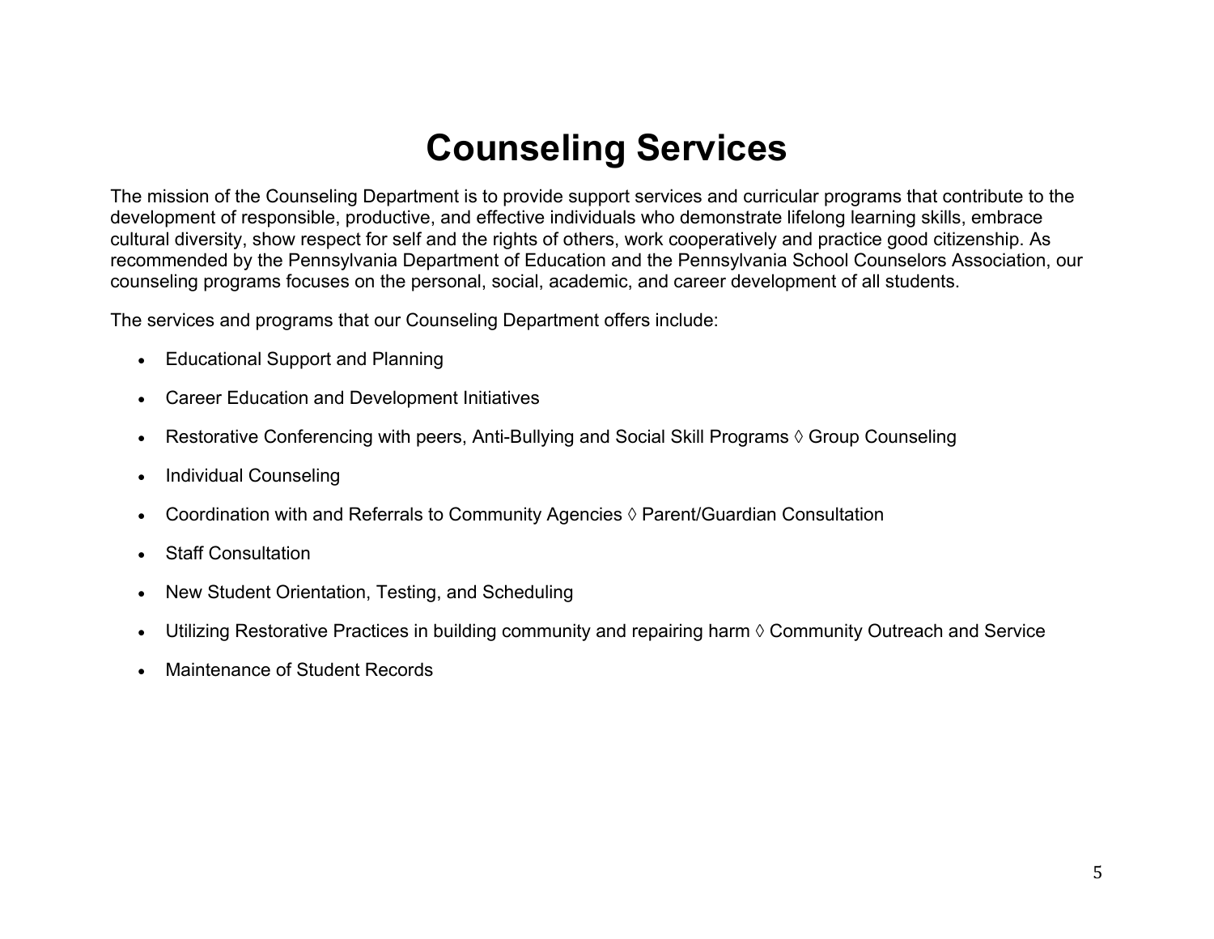# Counseling Services

The mission of the Counseling Department is to provide support services and curricular programs that contribute to the development of responsible, productive, and effective individuals who demonstrate lifelong learning skills, embrace cultural diversity, show respect for self and the rights of others, work cooperatively and practice good citizenship. As recommended by the Pennsylvania Department of Education and the Pennsylvania School Counselors Association, our counseling programs focuses on the personal, social, academic, and career development of all students.

The services and programs that our Counseling Department offers include:

- Educational Support and Planning
- Career Education and Development Initiatives
- Restorative Conferencing with peers, Anti-Bullying and Social Skill Programs ◊ Group Counseling
- Individual Counseling
- Coordination with and Referrals to Community Agencies ◊ Parent/Guardian Consultation
- Staff Consultation
- New Student Orientation, Testing, and Scheduling
- Utilizing Restorative Practices in building community and repairing harm ◊ Community Outreach and Service
- Maintenance of Student Records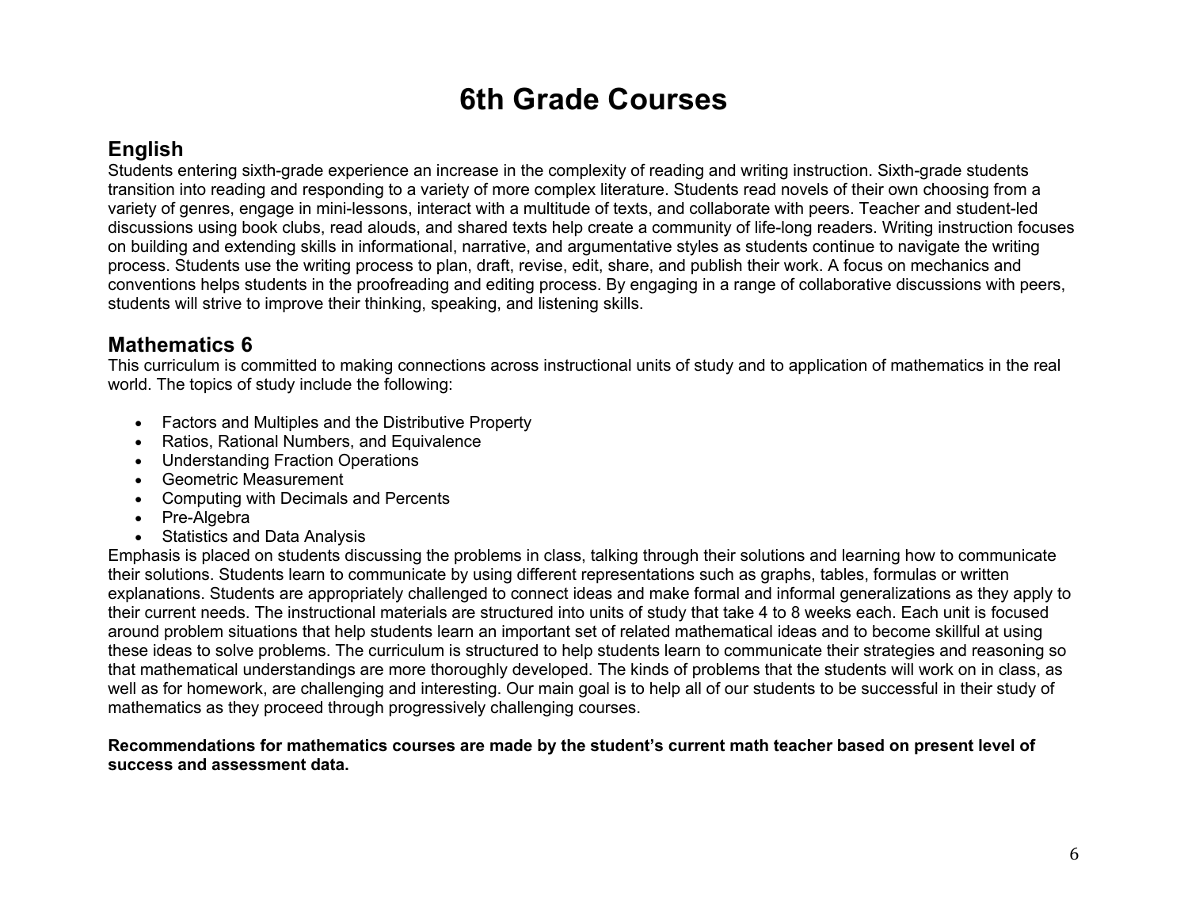# 6th Grade Courses

## English

Students entering sixth-grade experience an increase in the complexity of reading and writing instruction. Sixth-grade students transition into reading and responding to a variety of more complex literature. Students read novels of their own choosing from a variety of genres, engage in mini-lessons, interact with a multitude of texts, and collaborate with peers. Teacher and student-led discussions using book clubs, read alouds, and shared texts help create a community of life-long readers. Writing instruction focuses on building and extending skills in informational, narrative, and argumentative styles as students continue to navigate the writing process. Students use the writing process to plan, draft, revise, edit, share, and publish their work. A focus on mechanics and conventions helps students in the proofreading and editing process. By engaging in a range of collaborative discussions with peers, students will strive to improve their thinking, speaking, and listening skills.

## Mathematics 6

This curriculum is committed to making connections across instructional units of study and to application of mathematics in the real world. The topics of study include the following:

- Factors and Multiples and the Distributive Property
- Ratios, Rational Numbers, and Equivalence
- Understanding Fraction Operations
- Geometric Measurement
- Computing with Decimals and Percents
- Pre-Algebra
- Statistics and Data Analysis

Emphasis is placed on students discussing the problems in class, talking through their solutions and learning how to communicate their solutions. Students learn to communicate by using different representations such as graphs, tables, formulas or written explanations. Students are appropriately challenged to connect ideas and make formal and informal generalizations as they apply to their current needs. The instructional materials are structured into units of study that take 4 to 8 weeks each. Each unit is focused around problem situations that help students learn an important set of related mathematical ideas and to become skillful at using these ideas to solve problems. The curriculum is structured to help students learn to communicate their strategies and reasoning so that mathematical understandings are more thoroughly developed. The kinds of problems that the students will work on in class, as well as for homework, are challenging and interesting. Our main goal is to help all of our students to be successful in their study of mathematics as they proceed through progressively challenging courses.

**Recommendations for mathematics courses are made by the student's current math teacher based on present level of success and assessment data.**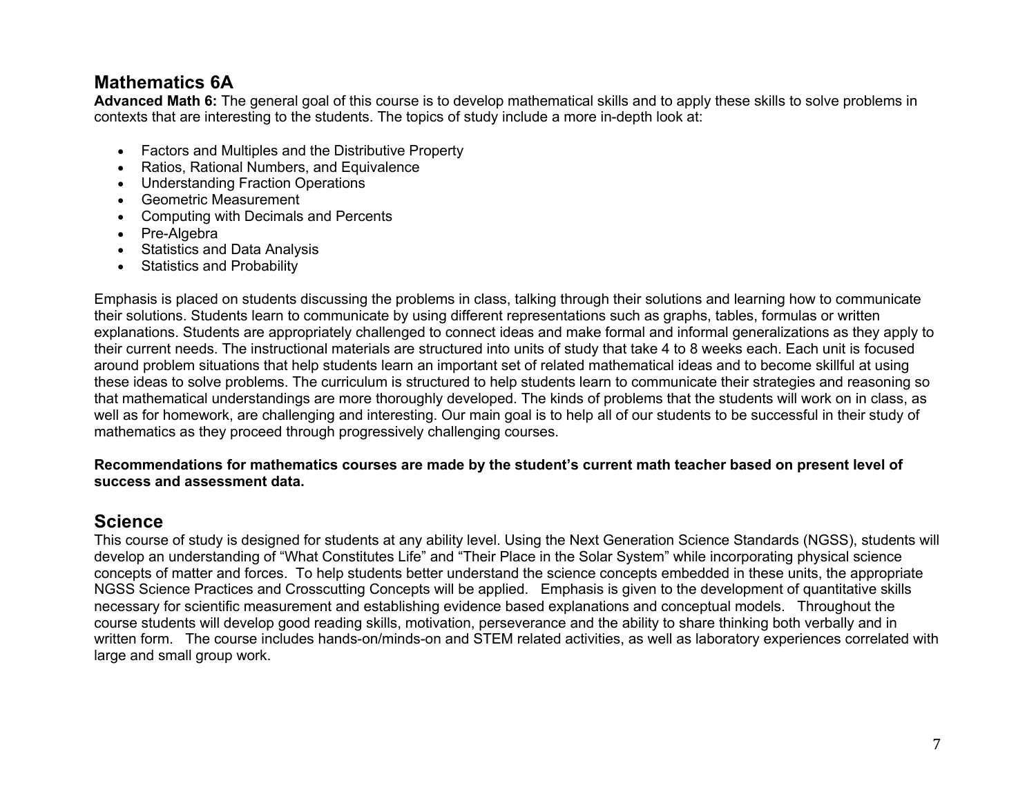## Mathematics 6A

**Advanced Math 6:** The general goal of this course is to develop mathematical skills and to apply these skills to solve problems in contexts that are interesting to the students. The topics of study include a more in-depth look at:

- Factors and Multiples and the Distributive Property
- Ratios, Rational Numbers, and Equivalence
- Understanding Fraction Operations
- Geometric Measurement
- Computing with Decimals and Percents
- Pre-Algebra
- Statistics and Data Analysis
- Statistics and Probability

Emphasis is placed on students discussing the problems in class, talking through their solutions and learning how to communicate their solutions. Students learn to communicate by using different representations such as graphs, tables, formulas or written explanations. Students are appropriately challenged to connect ideas and make formal and informal generalizations as they apply to their current needs. The instructional materials are structured into units of study that take 4 to 8 weeks each. Each unit is focused around problem situations that help students learn an important set of related mathematical ideas and to become skillful at using these ideas to solve problems. The curriculum is structured to help students learn to communicate their strategies and reasoning so that mathematical understandings are more thoroughly developed. The kinds of problems that the students will work on in class, as well as for homework, are challenging and interesting. Our main goal is to help all of our students to be successful in their study of mathematics as they proceed through progressively challenging courses.

**Recommendations for mathematics courses are made by the student's current math teacher based on present level of success and assessment data.**

## Science

This course of study is designed for students at any ability level. Using the Next Generation Science Standards (NGSS), students will develop an understanding of "What Constitutes Life" and "Their Place in the Solar System" while incorporating physical science concepts of matter and forces. To help students better understand the science concepts embedded in these units, the appropriate NGSS Science Practices and Crosscutting Concepts will be applied. Emphasis is given to the development of quantitative skills necessary for scientific measurement and establishing evidence based explanations and conceptual models. Throughout the course students will develop good reading skills, motivation, perseverance and the ability to share thinking both verbally and in written form. The course includes hands-on/minds-on and STEM related activities, as well as laboratory experiences correlated with large and small group work.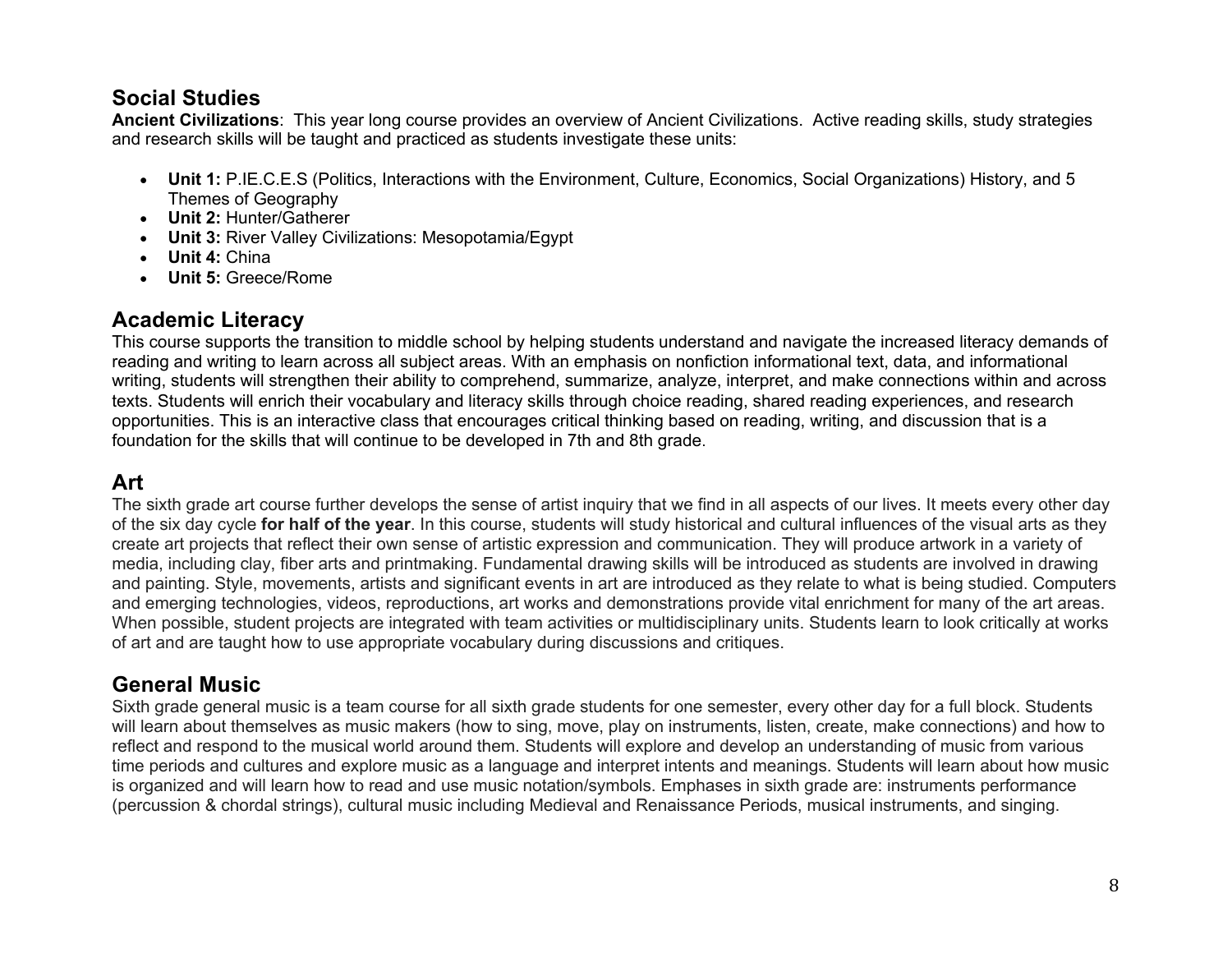## Social Studies

**Ancient Civilizations**: This year long course provides an overview of Ancient Civilizations. Active reading skills, study strategies and research skills will be taught and practiced as students investigate these units:

- **Unit 1:** P.IE.C.E.S (Politics, Interactions with the Environment, Culture, Economics, Social Organizations) History, and 5 Themes of Geography
- **Unit 2:** Hunter/Gatherer
- **Unit 3:** River Valley Civilizations: Mesopotamia/Egypt
- **Unit 4:** China
- **Unit 5:** Greece/Rome

## Academic Literacy

This course supports the transition to middle school by helping students understand and navigate the increased literacy demands of reading and writing to learn across all subject areas. With an emphasis on nonfiction informational text, data, and informational writing, students will strengthen their ability to comprehend, summarize, analyze, interpret, and make connections within and across texts. Students will enrich their vocabulary and literacy skills through choice reading, shared reading experiences, and research opportunities. This is an interactive class that encourages critical thinking based on reading, writing, and discussion that is a foundation for the skills that will continue to be developed in 7th and 8th grade.

## Art

The sixth grade art course further develops the sense of artist inquiry that we find in all aspects of our lives. It meets every other day of the six day cycle **for half of the year**. In this course, students will study historical and cultural influences of the visual arts as they create art projects that reflect their own sense of artistic expression and communication. They will produce artwork in a variety of media, including clay, fiber arts and printmaking. Fundamental drawing skills will be introduced as students are involved in drawing and painting. Style, movements, artists and significant events in art are introduced as they relate to what is being studied. Computers and emerging technologies, videos, reproductions, art works and demonstrations provide vital enrichment for many of the art areas. When possible, student projects are integrated with team activities or multidisciplinary units. Students learn to look critically at works of art and are taught how to use appropriate vocabulary during discussions and critiques.

## General Music

Sixth grade general music is a team course for all sixth grade students for one semester, every other day for a full block. Students will learn about themselves as music makers (how to sing, move, play on instruments, listen, create, make connections) and how to reflect and respond to the musical world around them. Students will explore and develop an understanding of music from various time periods and cultures and explore music as a language and interpret intents and meanings. Students will learn about how music is organized and will learn how to read and use music notation/symbols. Emphases in sixth grade are: instruments performance (percussion & chordal strings), cultural music including Medieval and Renaissance Periods, musical instruments, and singing.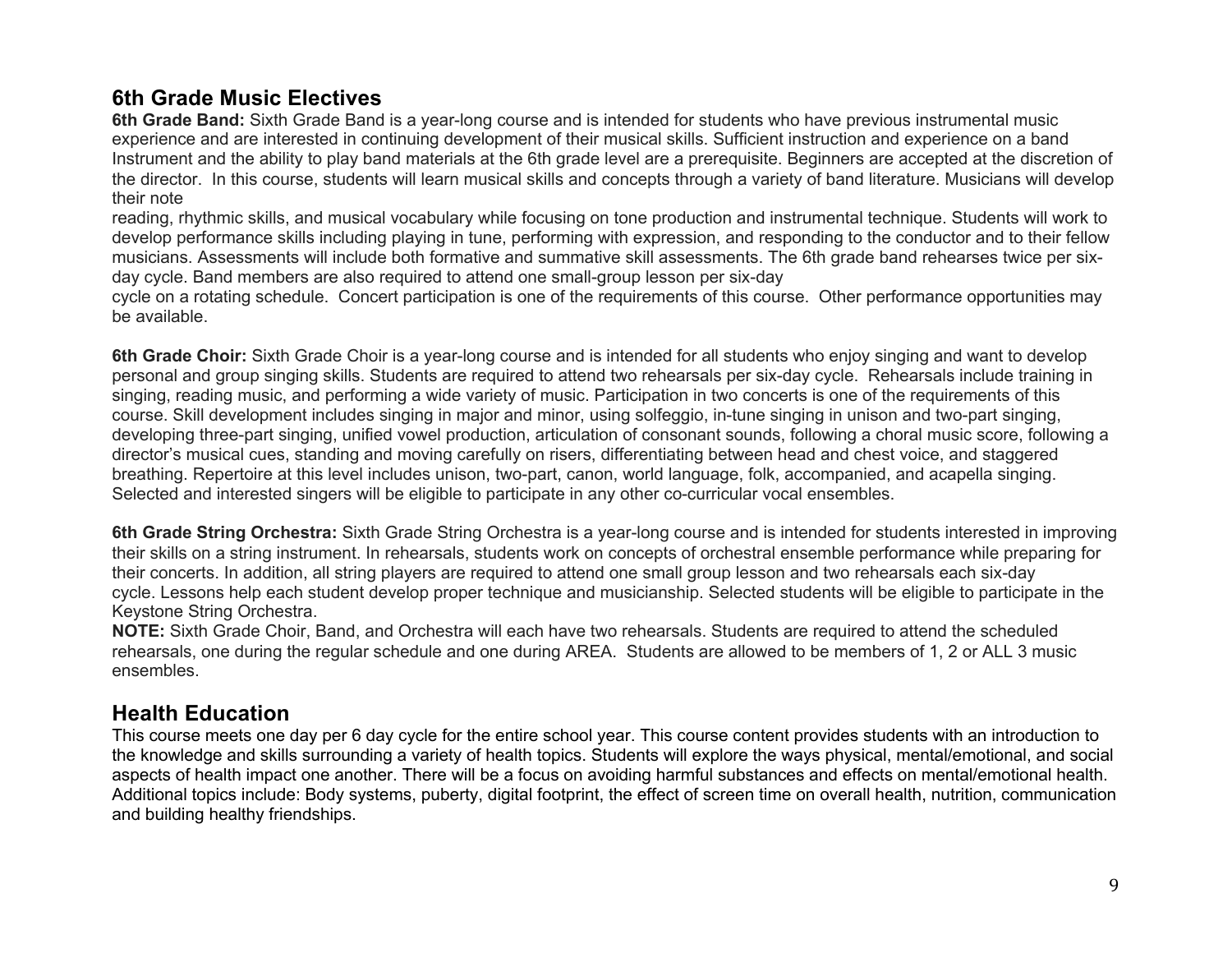## 6th Grade Music Electives

**6th Grade Band:** Sixth Grade Band is a year-long course and is intended for students who have previous instrumental music experience and are interested in continuing development of their musical skills. Sufficient instruction and experience on a band Instrument and the ability to play band materials at the 6th grade level are a prerequisite. Beginners are accepted at the discretion of the director. In this course, students will learn musical skills and concepts through a variety of band literature. Musicians will develop their note reading, rhythmic skills, and musical vocabulary while focusing on tone production and instrumental technique. Students will work to develop performance skills including playing in tune, performing with expression, and responding to the conductor and to their fellow musicians. Assessments will include both formative and summative skill assessments. The 6th grade band rehearses twice per six-day cycle. Band members are also required to attend one small-group lesson per six-day cycle on a rotating schedule. Concert participation is one of the requirements of this course. Other performance opportunities may be available.

**6th Grade Choir:** Sixth Grade Choir is a year-long course and is intended for all students who enjoy singing and want to develop personal and group singing skills. Students are required to attend two rehearsals per six-day cycle. Rehearsals include training in singing, reading music, and performing a wide variety of music. Participation in two concerts is one of the requirements of this course. Skill development includes singing in major and minor, using solfeggio, in-tune singing in unison and two-part singing, developing three-part singing, unified vowel production, articulation of consonant sounds, following a choral music score, following a director's musical cues, standing and moving carefully on risers, differentiating between head and chest voice, and staggered breathing. Repertoire at this level includes unison, two-part, canon, world language, folk, accompanied, and acapella singing. Selected and interested singers will be eligible to participate in any other co-curricular vocal ensembles.

**6th Grade String Orchestra:** Sixth Grade String Orchestra is a year-long course and is intended for students interested in improving their skills on a string instrument. In rehearsals, students work on concepts of orchestral ensemble performance while preparing for their concerts. In addition, all string players are required to attend one small group lesson and two rehearsals each six-day cycle. Lessons help each student develop proper technique and musicianship. Selected students will be eligible to participate in the Keystone String Orchestra.

**NOTE:** Sixth Grade Choir, Band, and Orchestra will each have two rehearsals. Students are required to attend the scheduled rehearsals, one during the regular schedule and one during AREA. Students are allowed to be members of 1, 2 or ALL 3 music ensembles.

## Health Education

This course meets one day per 6 day cycle for the entire school year. This course content provides students with an introduction to the knowledge and skills surrounding a variety of health topics. Students will explore the ways physical, mental/emotional, and social aspects of health impact one another. There will be a focus on avoiding harmful substances and effects on mental/emotional health. Additional topics include: Body systems, puberty, digital footprint, the effect of screen time on overall health, nutrition, communication and building healthy friendships.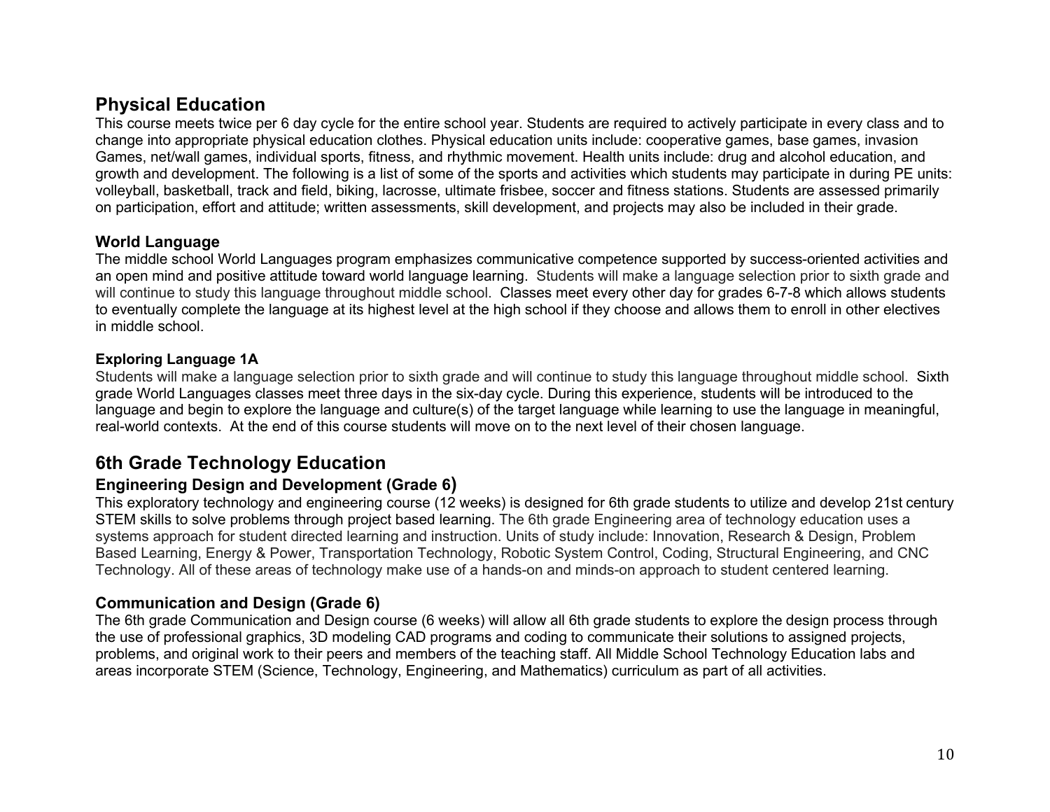## Physical Education

This course meets twice per 6 day cycle for the entire school year. Students are required to actively participate in every class and to change into appropriate physical education clothes. Physical education units include: cooperative games, base games, invasion Games, net/wall games, individual sports, fitness, and rhythmic movement. Health units include: drug and alcohol education, and growth and development. The following is a list of some of the sports and activities which students may participate in during PE units: volleyball, basketball, track and field, biking, lacrosse, ultimate frisbee, soccer and fitness stations. Students are assessed primarily on participation, effort and attitude; written assessments, skill development, and projects may also be included in their grade.

### World Language

The middle school World Languages program emphasizes communicative competence supported by success-oriented activities and an open mind and positive attitude toward world language learning. Students will make a language selection prior to sixth grade and will continue to study this language throughout middle school. Classes meet every other day for grades 6-7-8 which allows students to eventually complete the language at its highest level at the high school if they choose and allows them to enroll in other electives in middle school.

#### Exploring Language 1A

Students will make a language selection prior to sixth grade and will continue to study this language throughout middle school. Sixth grade World Languages classes meet three days in the six-day cycle. During this experience, students will be introduced to the language and begin to explore the language and culture(s) of the target language while learning to use the language in meaningful, real-world contexts. At the end of this course students will move on to the next level of their chosen language.

## 6th Grade Technology Education

### Engineering Design and Development (Grade 6)

This exploratory technology and engineering course (12 weeks) is designed for 6th grade students to utilize and develop 21st century STEM skills to solve problems through project based learning. The 6th grade Engineering area of technology education uses a systems approach for student directed learning and instruction. Units of study include: Innovation, Research & Design, Problem Based Learning, Energy & Power, Transportation Technology, Robotic System Control, Coding, Structural Engineering, and CNC Technology. All of these areas of technology make use of a hands-on and minds-on approach to student centered learning.

### Communication and Design (Grade 6)

The 6th grade Communication and Design course (6 weeks) will allow all 6th grade students to explore the design process through the use of professional graphics, 3D modeling CAD programs and coding to communicate their solutions to assigned projects, problems, and original work to their peers and members of the teaching staff. All Middle School Technology Education labs and areas incorporate STEM (Science, Technology, Engineering, and Mathematics) curriculum as part of all activities.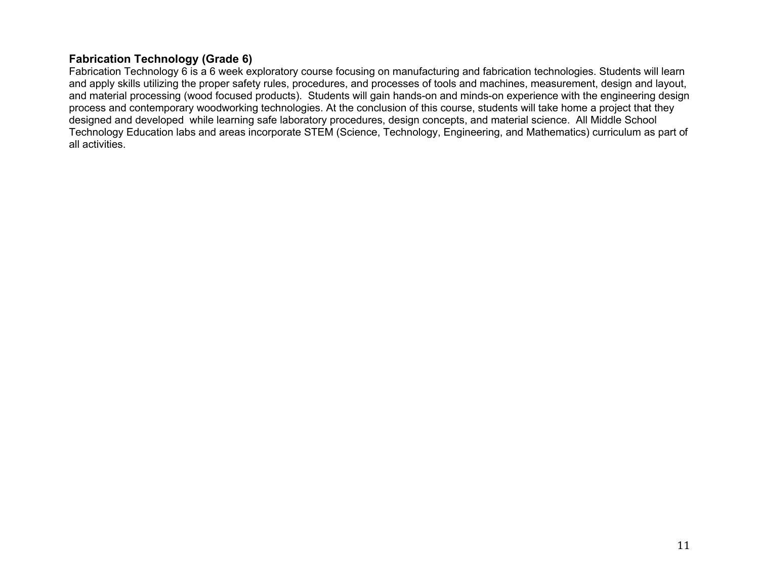**Fabrication Technology (Grade 6)**

Fabrication Technology 6 is a 6 week exploratory course focusing on manufacturing and fabrication technologies. Students will learn and apply skills utilizing the proper safety rules, procedures, and processes of tools and machines, measurement, design and layout, and material processing (wood focused products). Students will gain hands-on and minds-on experience with the engineering design process and contemporary woodworking technologies. At the conclusion of this course, students will take home a project that they designed and developed while learning safe laboratory procedures, design concepts, and material science. All Middle School Technology Education labs and areas incorporate STEM (Science, Technology, Engineering, and Mathematics) curriculum as part of all activities.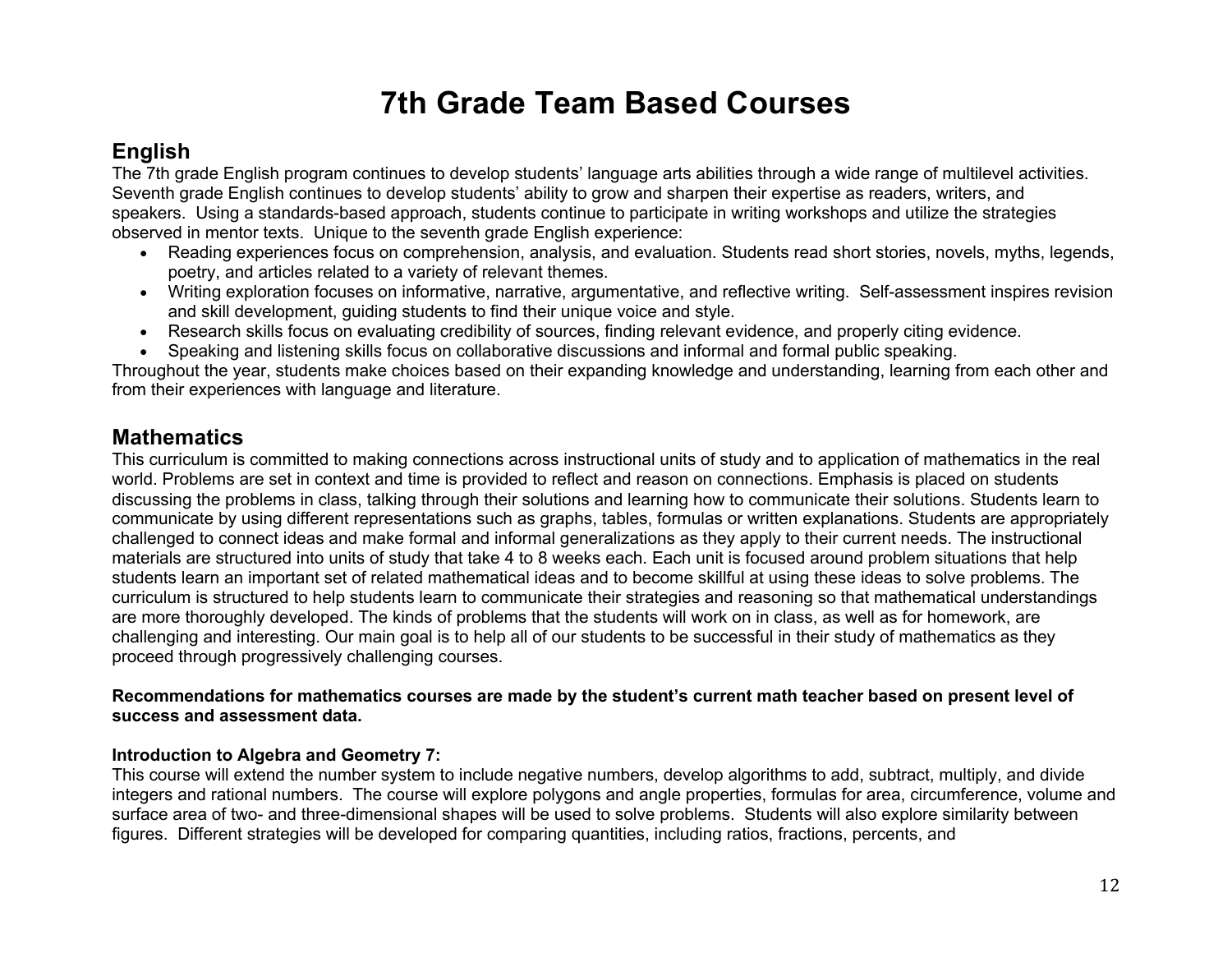# 7th Grade Team Based Courses

## English

The 7th grade English program continues to develop students' language arts abilities through a wide range of multilevel activities. Seventh grade English continues to develop students' ability to grow and sharpen their expertise as readers, writers, and speakers. Using a standards-based approach, students continue to participate in writing workshops and utilize the strategies observed in mentor texts. Unique to the seventh grade English experience:

- Reading experiences focus on comprehension, analysis, and evaluation. Students read short stories, novels, myths, legends, poetry, and articles related to a variety of relevant themes.
- Writing exploration focuses on informative, narrative, argumentative, and reflective writing. Self-assessment inspires revision and skill development, guiding students to find their unique voice and style.
- Research skills focus on evaluating credibility of sources, finding relevant evidence, and properly citing evidence.
- Speaking and listening skills focus on collaborative discussions and informal and formal public speaking.

Throughout the year, students make choices based on their expanding knowledge and understanding, learning from each other and from their experiences with language and literature.

## Mathematics

This curriculum is committed to making connections across instructional units of study and to application of mathematics in the real world. Problems are set in context and time is provided to reflect and reason on connections. Emphasis is placed on students discussing the problems in class, talking through their solutions and learning how to communicate their solutions. Students learn to communicate by using different representations such as graphs, tables, formulas or written explanations. Students are appropriately challenged to connect ideas and make formal and informal generalizations as they apply to their current needs. The instructional materials are structured into units of study that take 4 to 8 weeks each. Each unit is focused around problem situations that help students learn an important set of related mathematical ideas and to become skillful at using these ideas to solve problems. The curriculum is structured to help students learn to communicate their strategies and reasoning so that mathematical understandings are more thoroughly developed. The kinds of problems that the students will work on in class, as well as for homework, are challenging and interesting. Our main goal is to help all of our students to be successful in their study of mathematics as they proceed through progressively challenging courses.

**Recommendations for mathematics courses are made by the student's current math teacher based on present level of success and assessment data.**

**Introduction to Algebra and Geometry 7:**

This course will extend the number system to include negative numbers, develop algorithms to add, subtract, multiply, and divide integers and rational numbers. The course will explore polygons and angle properties, formulas for area, circumference, volume and surface area of two- and three-dimensional shapes will be used to solve problems. Students will also explore similarity between figures. Different strategies will be developed for comparing quantities, including ratios, fractions, percents, and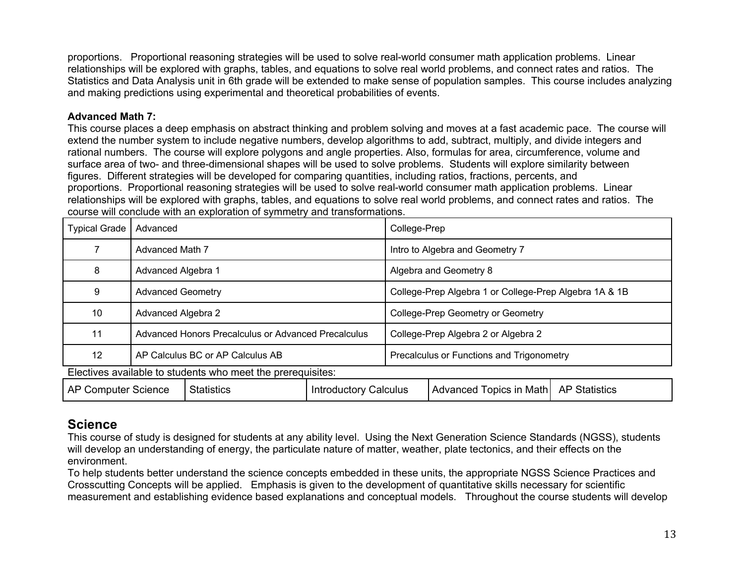proportions. Proportional reasoning strategies will be used to solve real-world consumer math application problems. Linear relationships will be explored with graphs, tables, and equations to solve real world problems, and connect rates and ratios. The Statistics and Data Analysis unit in 6th grade will be extended to make sense of population samples. This course includes analyzing and making predictions using experimental and theoretical probabilities of events.

**Advanced Math 7:**
This course places a deep emphasis on abstract thinking and problem solving and moves at a fast academic pace. The course will extend the number system to include negative numbers, develop algorithms to add, subtract, multiply, and divide integers and rational numbers. The course will explore polygons and angle properties. Also, formulas for area, circumference, volume and surface area of two- and three-dimensional shapes will be used to solve problems. Students will explore similarity between figures. Different strategies will be developed for comparing quantities, including ratios, fractions, percents, and proportions. Proportional reasoning strategies will be used to solve real-world consumer math application problems. Linear relationships will be explored with graphs, tables, and equations to solve real world problems, and connect rates and ratios. The course will conclude with an exploration of symmetry and transformations.

| Typical Grade | Advanced | College-Prep |
|---|---|---|
| 7 | Advanced Math 7 | Intro to Algebra and Geometry 7 |
| 8 | Advanced Algebra 1 | Algebra and Geometry 8 |
| 9 | Advanced Geometry | College-Prep Algebra 1 or College-Prep Algebra 1A & 1B |
| 10 | Advanced Algebra 2 | College-Prep Geometry or Geometry |
| 11 | Advanced Honors Precalculus or Advanced Precalculus | College-Prep Algebra 2 or Algebra 2 |
| 12 | AP Calculus BC or AP Calculus AB | Precalculus or Functions and Trigonometry |

Electives available to students who meet the prerequisites:

| AP Computer Science | Statistics | Introductory Calculus | Advanced Topics in Math | AP Statistics |
|---|---|---|---|---|

## Science

This course of study is designed for students at any ability level. Using the Next Generation Science Standards (NGSS), students will develop an understanding of energy, the particulate nature of matter, weather, plate tectonics, and their effects on the environment.

To help students better understand the science concepts embedded in these units, the appropriate NGSS Science Practices and Crosscutting Concepts will be applied. Emphasis is given to the development of quantitative skills necessary for scientific measurement and establishing evidence based explanations and conceptual models. Throughout the course students will develop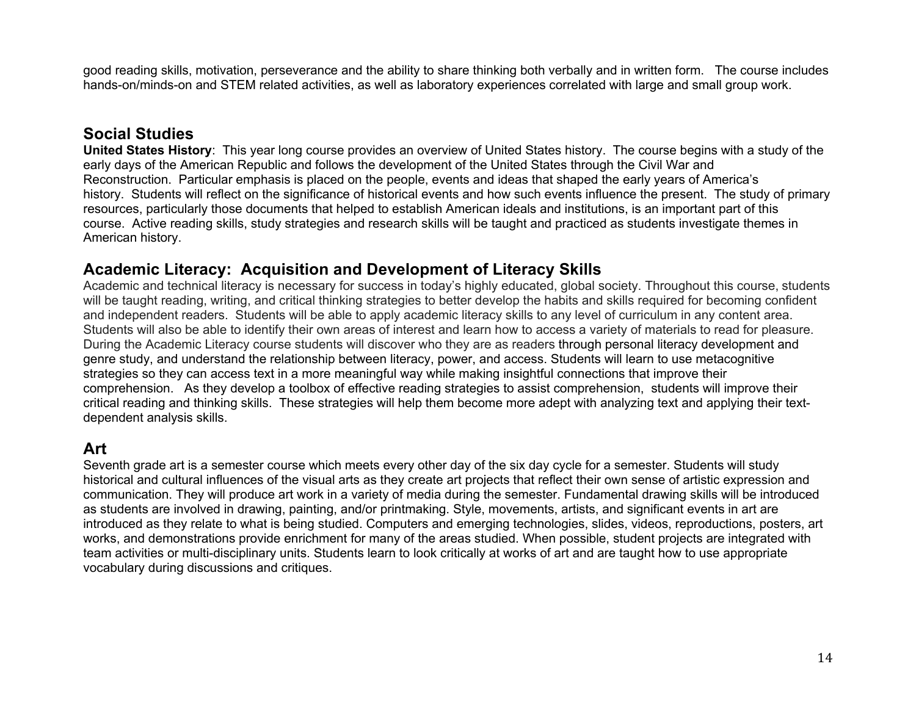good reading skills, motivation, perseverance and the ability to share thinking both verbally and in written form. The course includes hands-on/minds-on and STEM related activities, as well as laboratory experiences correlated with large and small group work.

## Social Studies

**United States History**: This year long course provides an overview of United States history. The course begins with a study of the early days of the American Republic and follows the development of the United States through the Civil War and Reconstruction. Particular emphasis is placed on the people, events and ideas that shaped the early years of America's history. Students will reflect on the significance of historical events and how such events influence the present. The study of primary resources, particularly those documents that helped to establish American ideals and institutions, is an important part of this course. Active reading skills, study strategies and research skills will be taught and practiced as students investigate themes in American history.

## Academic Literacy: Acquisition and Development of Literacy Skills

Academic and technical literacy is necessary for success in today's highly educated, global society. Throughout this course, students will be taught reading, writing, and critical thinking strategies to better develop the habits and skills required for becoming confident and independent readers. Students will be able to apply academic literacy skills to any level of curriculum in any content area. Students will also be able to identify their own areas of interest and learn how to access a variety of materials to read for pleasure. During the Academic Literacy course students will discover who they are as readers through personal literacy development and genre study, and understand the relationship between literacy, power, and access. Students will learn to use metacognitive strategies so they can access text in a more meaningful way while making insightful connections that improve their comprehension. As they develop a toolbox of effective reading strategies to assist comprehension, students will improve their critical reading and thinking skills. These strategies will help them become more adept with analyzing text and applying their text-dependent analysis skills.

## Art

Seventh grade art is a semester course which meets every other day of the six day cycle for a semester. Students will study historical and cultural influences of the visual arts as they create art projects that reflect their own sense of artistic expression and communication. They will produce art work in a variety of media during the semester. Fundamental drawing skills will be introduced as students are involved in drawing, painting, and/or printmaking. Style, movements, artists, and significant events in art are introduced as they relate to what is being studied. Computers and emerging technologies, slides, videos, reproductions, posters, art works, and demonstrations provide enrichment for many of the areas studied. When possible, student projects are integrated with team activities or multi-disciplinary units. Students learn to look critically at works of art and are taught how to use appropriate vocabulary during discussions and critiques.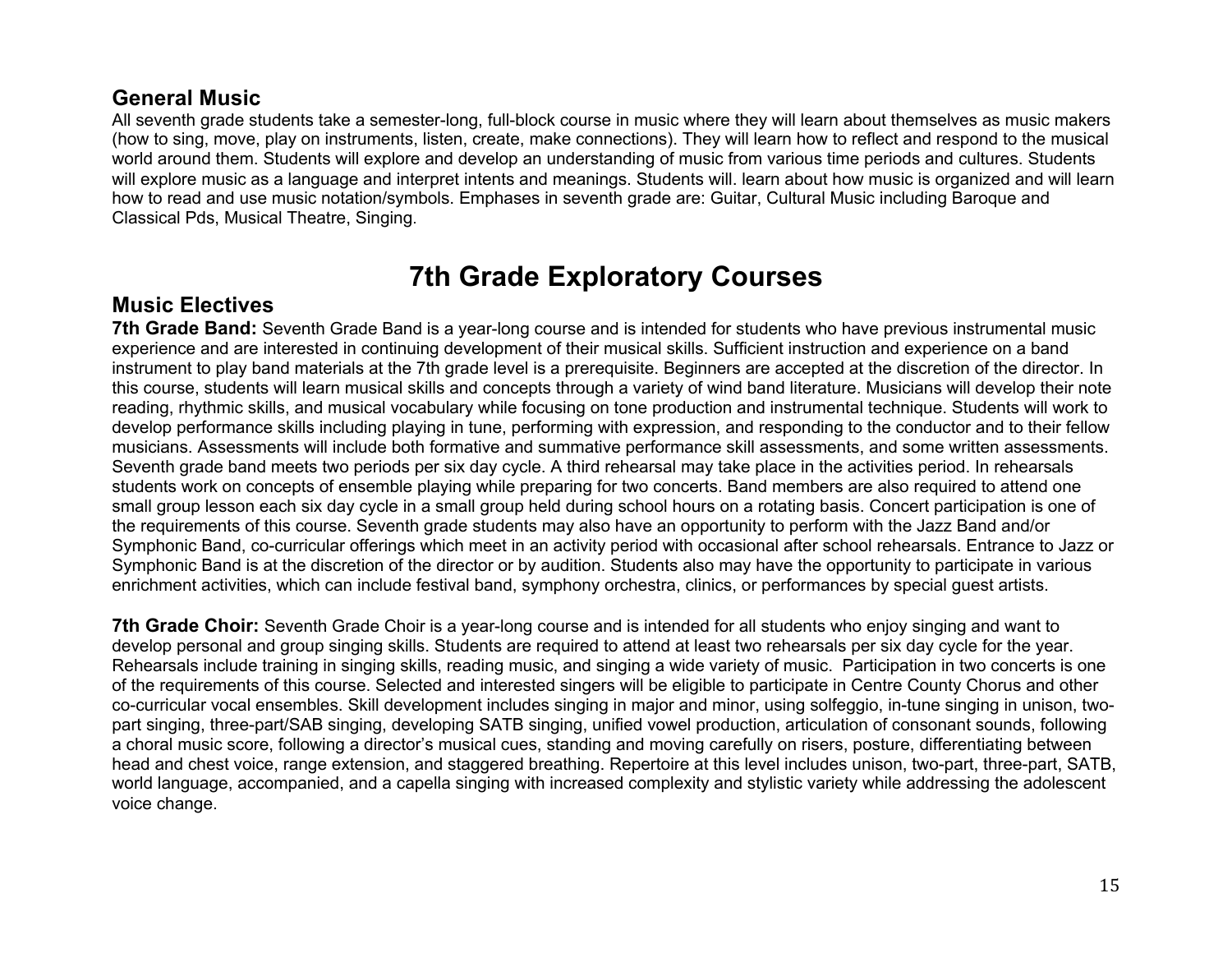## General Music

All seventh grade students take a semester-long, full-block course in music where they will learn about themselves as music makers (how to sing, move, play on instruments, listen, create, make connections). They will learn how to reflect and respond to the musical world around them. Students will explore and develop an understanding of music from various time periods and cultures. Students will explore music as a language and interpret intents and meanings. Students will. learn about how music is organized and will learn how to read and use music notation/symbols. Emphases in seventh grade are: Guitar, Cultural Music including Baroque and Classical Pds, Musical Theatre, Singing.

# 7th Grade Exploratory Courses

## Music Electives

**7th Grade Band:** Seventh Grade Band is a year-long course and is intended for students who have previous instrumental music experience and are interested in continuing development of their musical skills. Sufficient instruction and experience on a band instrument to play band materials at the 7th grade level is a prerequisite. Beginners are accepted at the discretion of the director. In this course, students will learn musical skills and concepts through a variety of wind band literature. Musicians will develop their note reading, rhythmic skills, and musical vocabulary while focusing on tone production and instrumental technique. Students will work to develop performance skills including playing in tune, performing with expression, and responding to the conductor and to their fellow musicians. Assessments will include both formative and summative performance skill assessments, and some written assessments. Seventh grade band meets two periods per six day cycle. A third rehearsal may take place in the activities period. In rehearsals students work on concepts of ensemble playing while preparing for two concerts. Band members are also required to attend one small group lesson each six day cycle in a small group held during school hours on a rotating basis. Concert participation is one of the requirements of this course. Seventh grade students may also have an opportunity to perform with the Jazz Band and/or Symphonic Band, co-curricular offerings which meet in an activity period with occasional after school rehearsals. Entrance to Jazz or Symphonic Band is at the discretion of the director or by audition. Students also may have the opportunity to participate in various enrichment activities, which can include festival band, symphony orchestra, clinics, or performances by special guest artists.

**7th Grade Choir:** Seventh Grade Choir is a year-long course and is intended for all students who enjoy singing and want to develop personal and group singing skills. Students are required to attend at least two rehearsals per six day cycle for the year. Rehearsals include training in singing skills, reading music, and singing a wide variety of music. Participation in two concerts is one of the requirements of this course. Selected and interested singers will be eligible to participate in Centre County Chorus and other co-curricular vocal ensembles. Skill development includes singing in major and minor, using solfeggio, in-tune singing in unison, two-part singing, three-part/SAB singing, developing SATB singing, unified vowel production, articulation of consonant sounds, following a choral music score, following a director's musical cues, standing and moving carefully on risers, posture, differentiating between head and chest voice, range extension, and staggered breathing. Repertoire at this level includes unison, two-part, three-part, SATB, world language, accompanied, and a capella singing with increased complexity and stylistic variety while addressing the adolescent voice change.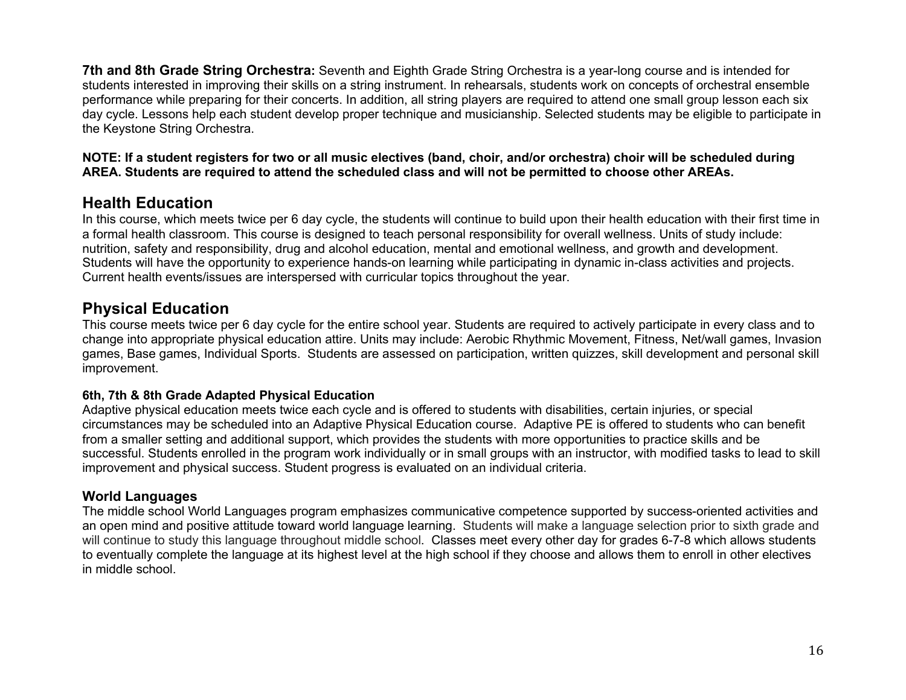**7th and 8th Grade String Orchestra:** Seventh and Eighth Grade String Orchestra is a year-long course and is intended for students interested in improving their skills on a string instrument. In rehearsals, students work on concepts of orchestral ensemble performance while preparing for their concerts. In addition, all string players are required to attend one small group lesson each six day cycle. Lessons help each student develop proper technique and musicianship. Selected students may be eligible to participate in the Keystone String Orchestra.

**NOTE: If a student registers for two or all music electives (band, choir, and/or orchestra) choir will be scheduled during AREA. Students are required to attend the scheduled class and will not be permitted to choose other AREAs.**

## Health Education

In this course, which meets twice per 6 day cycle, the students will continue to build upon their health education with their first time in a formal health classroom. This course is designed to teach personal responsibility for overall wellness. Units of study include: nutrition, safety and responsibility, drug and alcohol education, mental and emotional wellness, and growth and development. Students will have the opportunity to experience hands-on learning while participating in dynamic in-class activities and projects. Current health events/issues are interspersed with curricular topics throughout the year.

## Physical Education

This course meets twice per 6 day cycle for the entire school year. Students are required to actively participate in every class and to change into appropriate physical education attire. Units may include: Aerobic Rhythmic Movement, Fitness, Net/wall games, Invasion games, Base games, Individual Sports. Students are assessed on participation, written quizzes, skill development and personal skill improvement.

#### 6th, 7th & 8th Grade Adapted Physical Education

Adaptive physical education meets twice each cycle and is offered to students with disabilities, certain injuries, or special circumstances may be scheduled into an Adaptive Physical Education course. Adaptive PE is offered to students who can benefit from a smaller setting and additional support, which provides the students with more opportunities to practice skills and be successful. Students enrolled in the program work individually or in small groups with an instructor, with modified tasks to lead to skill improvement and physical success. Student progress is evaluated on an individual criteria.

### World Languages

The middle school World Languages program emphasizes communicative competence supported by success-oriented activities and an open mind and positive attitude toward world language learning. Students will make a language selection prior to sixth grade and will continue to study this language throughout middle school. Classes meet every other day for grades 6-7-8 which allows students to eventually complete the language at its highest level at the high school if they choose and allows them to enroll in other electives in middle school.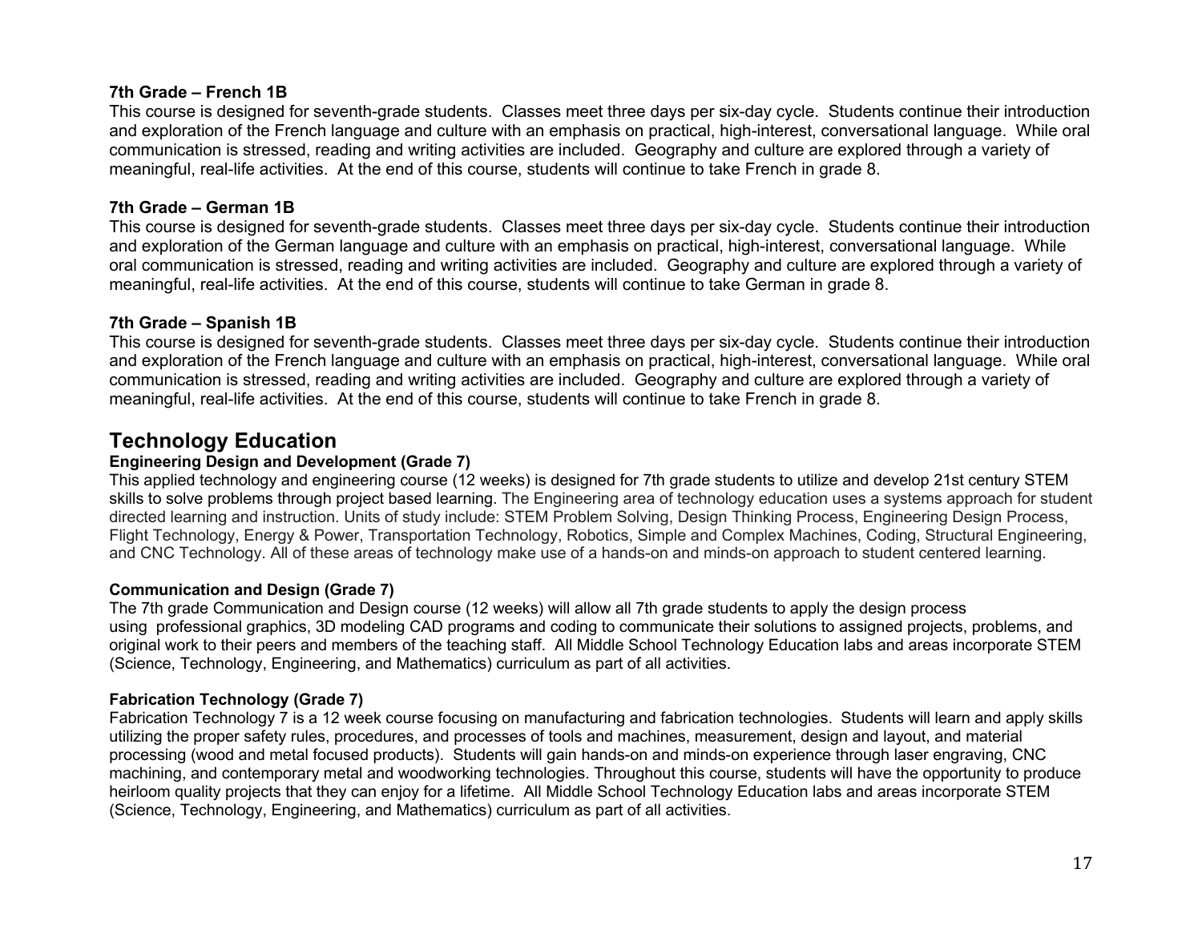**7th Grade – French 1B**

This course is designed for seventh-grade students.  Classes meet three days per six-day cycle.  Students continue their introduction and exploration of the French language and culture with an emphasis on practical, high-interest, conversational language.  While oral communication is stressed, reading and writing activities are included.  Geography and culture are explored through a variety of meaningful, real-life activities.  At the end of this course, students will continue to take French in grade 8.

**7th Grade – German 1B**

This course is designed for seventh-grade students.  Classes meet three days per six-day cycle.  Students continue their introduction and exploration of the German language and culture with an emphasis on practical, high-interest, conversational language.  While oral communication is stressed, reading and writing activities are included.  Geography and culture are explored through a variety of meaningful, real-life activities.  At the end of this course, students will continue to take German in grade 8.

**7th Grade – Spanish 1B**

This course is designed for seventh-grade students.  Classes meet three days per six-day cycle.  Students continue their introduction and exploration of the French language and culture with an emphasis on practical, high-interest, conversational language.  While oral communication is stressed, reading and writing activities are included.  Geography and culture are explored through a variety of meaningful, real-life activities.  At the end of this course, students will continue to take French in grade 8.

## Technology Education

**Engineering Design and Development (Grade 7)**

This applied technology and engineering course (12 weeks) is designed for 7th grade students to utilize and develop 21st century STEM skills to solve problems through project based learning. The Engineering area of technology education uses a systems approach for student directed learning and instruction. Units of study include: STEM Problem Solving, Design Thinking Process, Engineering Design Process, Flight Technology, Energy & Power, Transportation Technology, Robotics, Simple and Complex Machines, Coding, Structural Engineering, and CNC Technology. All of these areas of technology make use of a hands-on and minds-on approach to student centered learning.

**Communication and Design (Grade 7)**

The 7th grade Communication and Design course (12 weeks) will allow all 7th grade students to apply the design process using  professional graphics, 3D modeling CAD programs and coding to communicate their solutions to assigned projects, problems, and original work to their peers and members of the teaching staff.  All Middle School Technology Education labs and areas incorporate STEM (Science, Technology, Engineering, and Mathematics) curriculum as part of all activities.

**Fabrication Technology (Grade 7)**

Fabrication Technology 7 is a 12 week course focusing on manufacturing and fabrication technologies.  Students will learn and apply skills utilizing the proper safety rules, procedures, and processes of tools and machines, measurement, design and layout, and material processing (wood and metal focused products).  Students will gain hands-on and minds-on experience through laser engraving, CNC machining, and contemporary metal and woodworking technologies. Throughout this course, students will have the opportunity to produce heirloom quality projects that they can enjoy for a lifetime.  All Middle School Technology Education labs and areas incorporate STEM (Science, Technology, Engineering, and Mathematics) curriculum as part of all activities.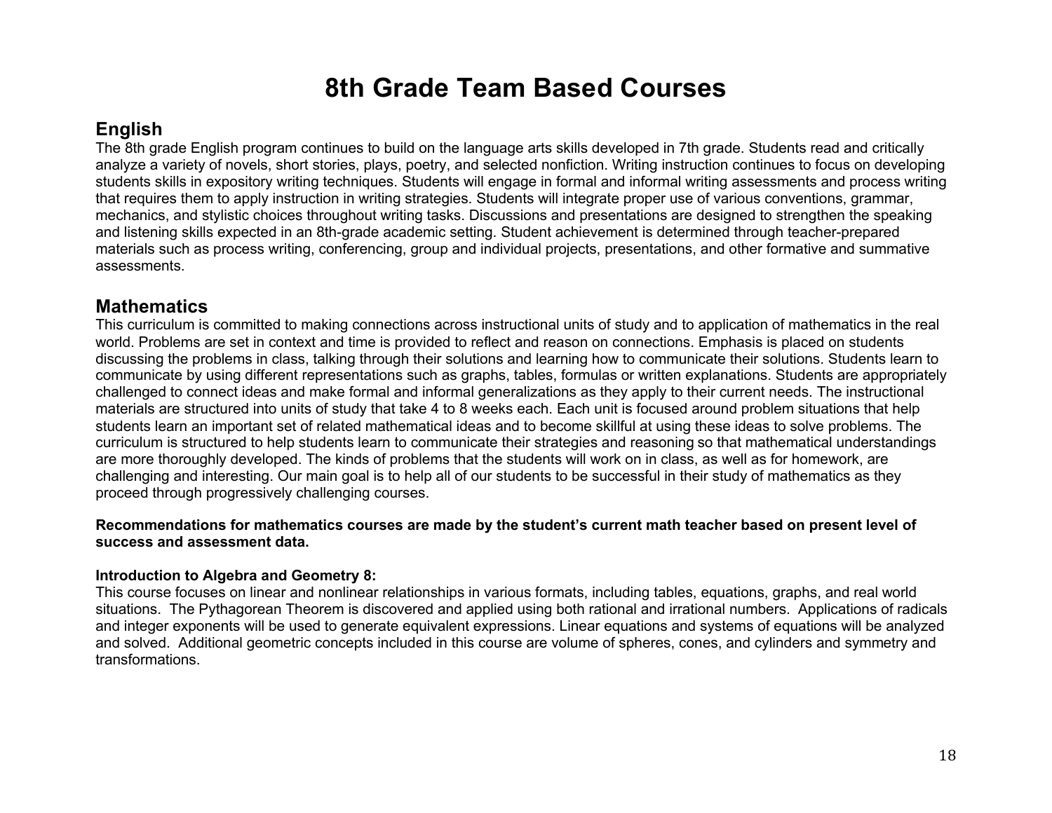# 8th Grade Team Based Courses

## English

The 8th grade English program continues to build on the language arts skills developed in 7th grade. Students read and critically analyze a variety of novels, short stories, plays, poetry, and selected nonfiction. Writing instruction continues to focus on developing students skills in expository writing techniques. Students will engage in formal and informal writing assessments and process writing that requires them to apply instruction in writing strategies. Students will integrate proper use of various conventions, grammar, mechanics, and stylistic choices throughout writing tasks. Discussions and presentations are designed to strengthen the speaking and listening skills expected in an 8th-grade academic setting. Student achievement is determined through teacher-prepared materials such as process writing, conferencing, group and individual projects, presentations, and other formative and summative assessments.

## Mathematics

This curriculum is committed to making connections across instructional units of study and to application of mathematics in the real world. Problems are set in context and time is provided to reflect and reason on connections. Emphasis is placed on students discussing the problems in class, talking through their solutions and learning how to communicate their solutions. Students learn to communicate by using different representations such as graphs, tables, formulas or written explanations. Students are appropriately challenged to connect ideas and make formal and informal generalizations as they apply to their current needs. The instructional materials are structured into units of study that take 4 to 8 weeks each. Each unit is focused around problem situations that help students learn an important set of related mathematical ideas and to become skillful at using these ideas to solve problems. The curriculum is structured to help students learn to communicate their strategies and reasoning so that mathematical understandings are more thoroughly developed. The kinds of problems that the students will work on in class, as well as for homework, are challenging and interesting. Our main goal is to help all of our students to be successful in their study of mathematics as they proceed through progressively challenging courses.

**Recommendations for mathematics courses are made by the student's current math teacher based on present level of success and assessment data.**

**Introduction to Algebra and Geometry 8:**

This course focuses on linear and nonlinear relationships in various formats, including tables, equations, graphs, and real world situations. The Pythagorean Theorem is discovered and applied using both rational and irrational numbers. Applications of radicals and integer exponents will be used to generate equivalent expressions. Linear equations and systems of equations will be analyzed and solved. Additional geometric concepts included in this course are volume of spheres, cones, and cylinders and symmetry and transformations.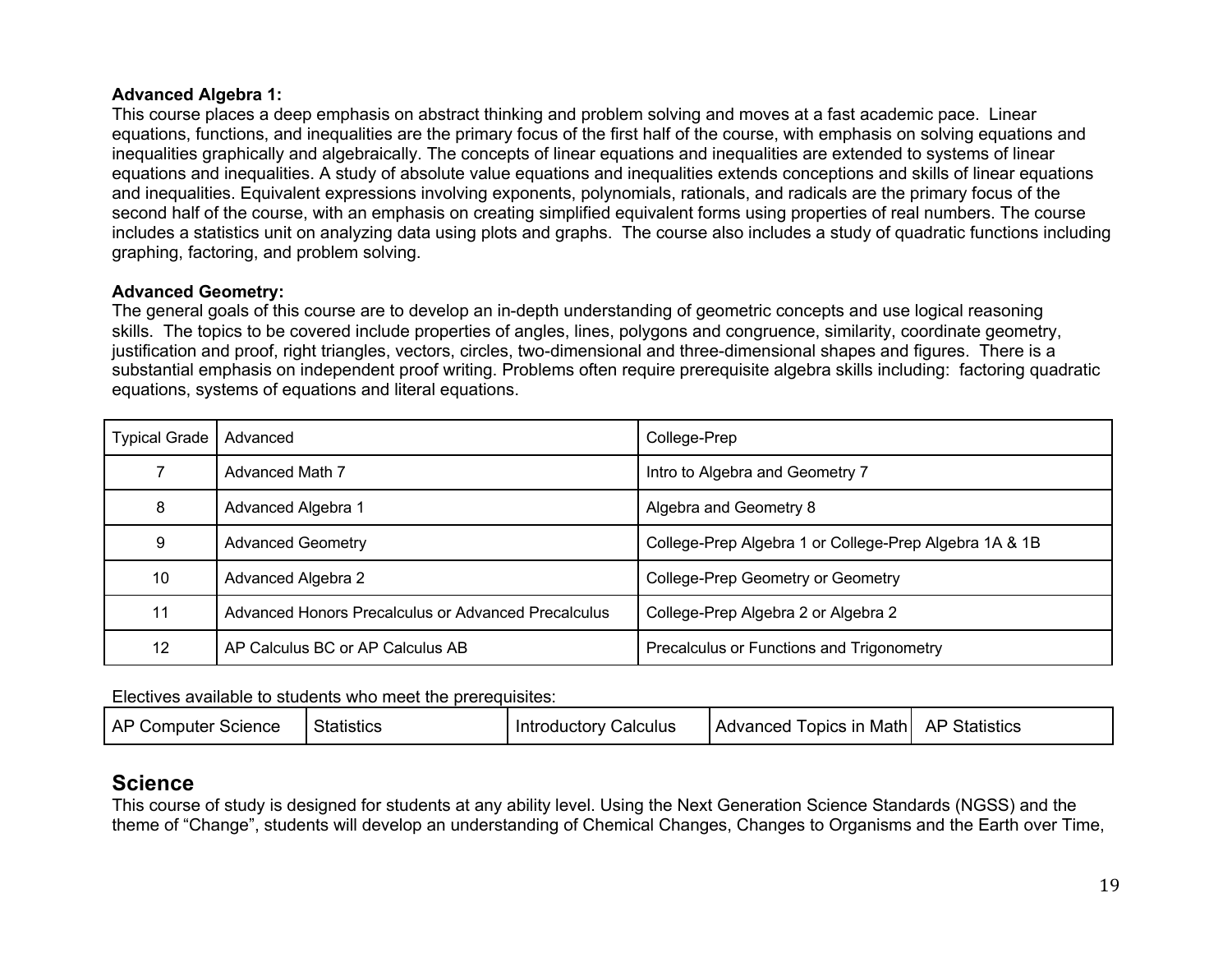**Advanced Algebra 1:**
This course places a deep emphasis on abstract thinking and problem solving and moves at a fast academic pace. Linear equations, functions, and inequalities are the primary focus of the first half of the course, with emphasis on solving equations and inequalities graphically and algebraically. The concepts of linear equations and inequalities are extended to systems of linear equations and inequalities. A study of absolute value equations and inequalities extends conceptions and skills of linear equations and inequalities. Equivalent expressions involving exponents, polynomials, rationals, and radicals are the primary focus of the second half of the course, with an emphasis on creating simplified equivalent forms using properties of real numbers. The course includes a statistics unit on analyzing data using plots and graphs. The course also includes a study of quadratic functions including graphing, factoring, and problem solving.

**Advanced Geometry:**
The general goals of this course are to develop an in-depth understanding of geometric concepts and use logical reasoning skills. The topics to be covered include properties of angles, lines, polygons and congruence, similarity, coordinate geometry, justification and proof, right triangles, vectors, circles, two-dimensional and three-dimensional shapes and figures. There is a substantial emphasis on independent proof writing. Problems often require prerequisite algebra skills including: factoring quadratic equations, systems of equations and literal equations.

| Typical Grade | Advanced | College-Prep |
|---|---|---|
| 7 | Advanced Math 7 | Intro to Algebra and Geometry 7 |
| 8 | Advanced Algebra 1 | Algebra and Geometry 8 |
| 9 | Advanced Geometry | College-Prep Algebra 1 or College-Prep Algebra 1A & 1B |
| 10 | Advanced Algebra 2 | College-Prep Geometry or Geometry |
| 11 | Advanced Honors Precalculus or Advanced Precalculus | College-Prep Algebra 2 or Algebra 2 |
| 12 | AP Calculus BC or AP Calculus AB | Precalculus or Functions and Trigonometry |

Electives available to students who meet the prerequisites:

| AP Computer Science | Statistics | Introductory Calculus | Advanced Topics in Math | AP Statistics |
|---|---|---|---|---|

## Science
This course of study is designed for students at any ability level. Using the Next Generation Science Standards (NGSS) and the theme of "Change", students will develop an understanding of Chemical Changes, Changes to Organisms and the Earth over Time,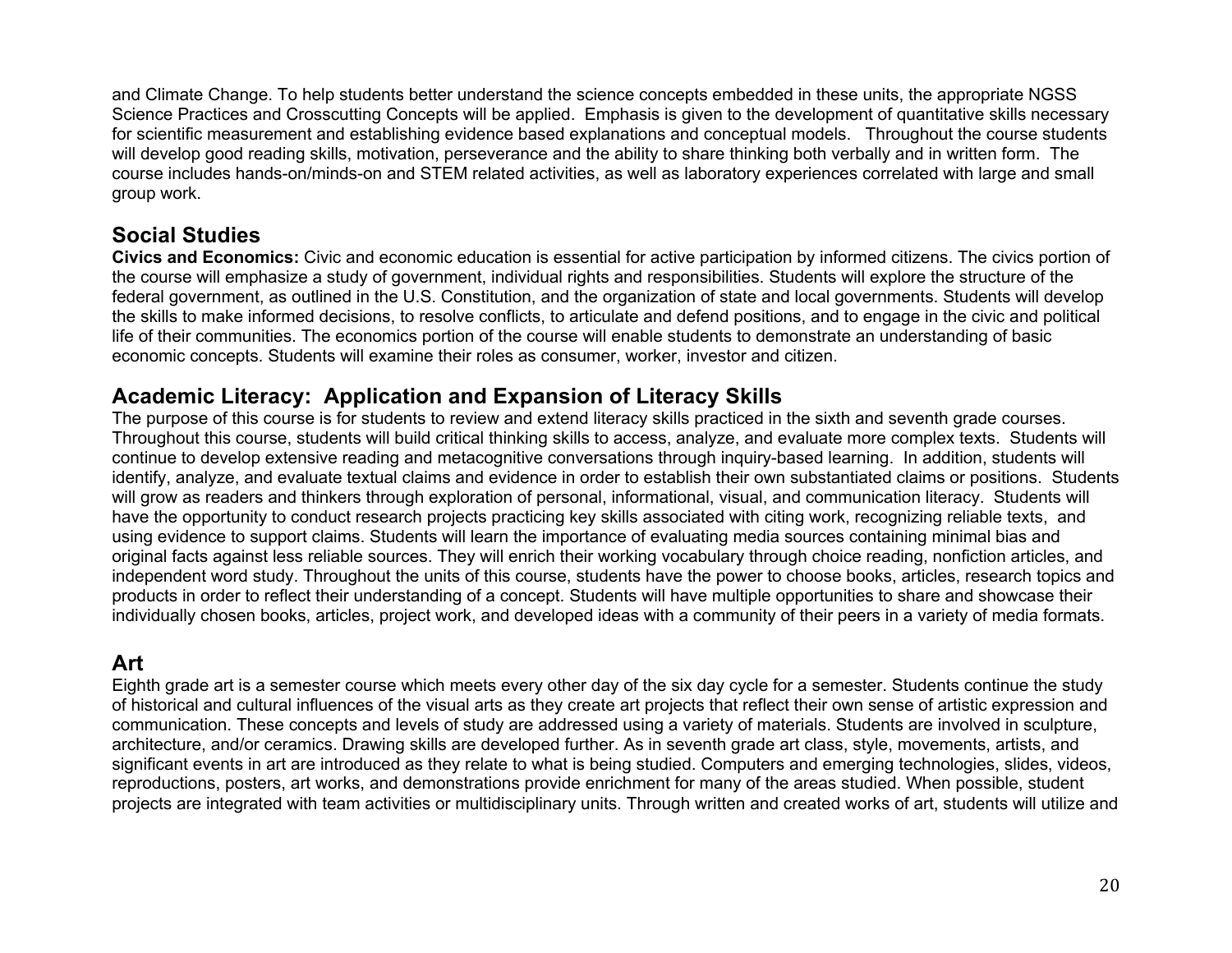and Climate Change. To help students better understand the science concepts embedded in these units, the appropriate NGSS Science Practices and Crosscutting Concepts will be applied. Emphasis is given to the development of quantitative skills necessary for scientific measurement and establishing evidence based explanations and conceptual models. Throughout the course students will develop good reading skills, motivation, perseverance and the ability to share thinking both verbally and in written form. The course includes hands-on/minds-on and STEM related activities, as well as laboratory experiences correlated with large and small group work.

## Social Studies

**Civics and Economics:** Civic and economic education is essential for active participation by informed citizens. The civics portion of the course will emphasize a study of government, individual rights and responsibilities. Students will explore the structure of the federal government, as outlined in the U.S. Constitution, and the organization of state and local governments. Students will develop the skills to make informed decisions, to resolve conflicts, to articulate and defend positions, and to engage in the civic and political life of their communities. The economics portion of the course will enable students to demonstrate an understanding of basic economic concepts. Students will examine their roles as consumer, worker, investor and citizen.

## Academic Literacy: Application and Expansion of Literacy Skills

The purpose of this course is for students to review and extend literacy skills practiced in the sixth and seventh grade courses. Throughout this course, students will build critical thinking skills to access, analyze, and evaluate more complex texts. Students will continue to develop extensive reading and metacognitive conversations through inquiry-based learning. In addition, students will identify, analyze, and evaluate textual claims and evidence in order to establish their own substantiated claims or positions. Students will grow as readers and thinkers through exploration of personal, informational, visual, and communication literacy. Students will have the opportunity to conduct research projects practicing key skills associated with citing work, recognizing reliable texts, and using evidence to support claims. Students will learn the importance of evaluating media sources containing minimal bias and original facts against less reliable sources. They will enrich their working vocabulary through choice reading, nonfiction articles, and independent word study. Throughout the units of this course, students have the power to choose books, articles, research topics and products in order to reflect their understanding of a concept. Students will have multiple opportunities to share and showcase their individually chosen books, articles, project work, and developed ideas with a community of their peers in a variety of media formats.

## Art

Eighth grade art is a semester course which meets every other day of the six day cycle for a semester. Students continue the study of historical and cultural influences of the visual arts as they create art projects that reflect their own sense of artistic expression and communication. These concepts and levels of study are addressed using a variety of materials. Students are involved in sculpture, architecture, and/or ceramics. Drawing skills are developed further. As in seventh grade art class, style, movements, artists, and significant events in art are introduced as they relate to what is being studied. Computers and emerging technologies, slides, videos, reproductions, posters, art works, and demonstrations provide enrichment for many of the areas studied. When possible, student projects are integrated with team activities or multidisciplinary units. Through written and created works of art, students will utilize and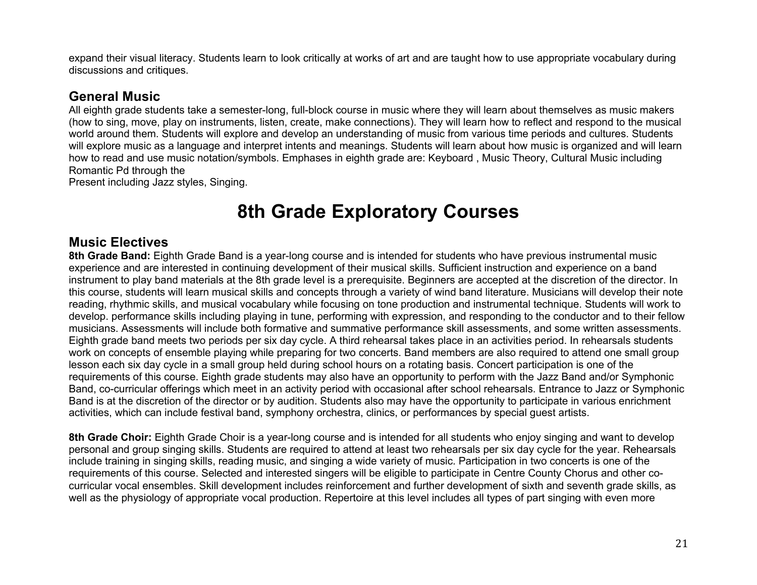expand their visual literacy. Students learn to look critically at works of art and are taught how to use appropriate vocabulary during discussions and critiques.

## General Music

All eighth grade students take a semester-long, full-block course in music where they will learn about themselves as music makers (how to sing, move, play on instruments, listen, create, make connections). They will learn how to reflect and respond to the musical world around them. Students will explore and develop an understanding of music from various time periods and cultures. Students will explore music as a language and interpret intents and meanings. Students will learn about how music is organized and will learn how to read and use music notation/symbols. Emphases in eighth grade are: Keyboard , Music Theory, Cultural Music including Romantic Pd through the
Present including Jazz styles, Singing.

# 8th Grade Exploratory Courses

## Music Electives

**8th Grade Band:** Eighth Grade Band is a year-long course and is intended for students who have previous instrumental music experience and are interested in continuing development of their musical skills. Sufficient instruction and experience on a band instrument to play band materials at the 8th grade level is a prerequisite. Beginners are accepted at the discretion of the director. In this course, students will learn musical skills and concepts through a variety of wind band literature. Musicians will develop their note reading, rhythmic skills, and musical vocabulary while focusing on tone production and instrumental technique. Students will work to develop. performance skills including playing in tune, performing with expression, and responding to the conductor and to their fellow musicians. Assessments will include both formative and summative performance skill assessments, and some written assessments. Eighth grade band meets two periods per six day cycle. A third rehearsal takes place in an activities period. In rehearsals students work on concepts of ensemble playing while preparing for two concerts. Band members are also required to attend one small group lesson each six day cycle in a small group held during school hours on a rotating basis. Concert participation is one of the requirements of this course. Eighth grade students may also have an opportunity to perform with the Jazz Band and/or Symphonic Band, co-curricular offerings which meet in an activity period with occasional after school rehearsals. Entrance to Jazz or Symphonic Band is at the discretion of the director or by audition. Students also may have the opportunity to participate in various enrichment activities, which can include festival band, symphony orchestra, clinics, or performances by special guest artists.

**8th Grade Choir:** Eighth Grade Choir is a year-long course and is intended for all students who enjoy singing and want to develop personal and group singing skills. Students are required to attend at least two rehearsals per six day cycle for the year. Rehearsals include training in singing skills, reading music, and singing a wide variety of music. Participation in two concerts is one of the requirements of this course. Selected and interested singers will be eligible to participate in Centre County Chorus and other co-curricular vocal ensembles. Skill development includes reinforcement and further development of sixth and seventh grade skills, as well as the physiology of appropriate vocal production. Repertoire at this level includes all types of part singing with even more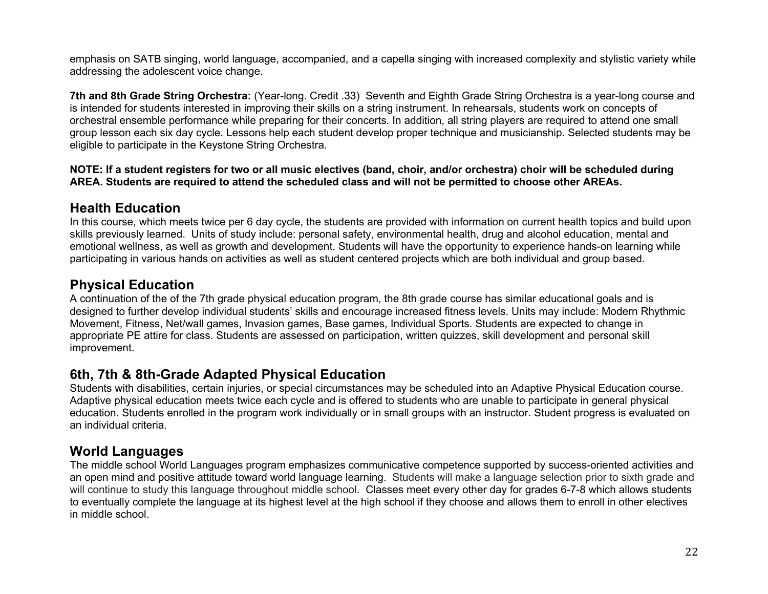emphasis on SATB singing, world language, accompanied, and a capella singing with increased complexity and stylistic variety while addressing the adolescent voice change.

**7th and 8th Grade String Orchestra:** (Year-long. Credit .33) Seventh and Eighth Grade String Orchestra is a year-long course and is intended for students interested in improving their skills on a string instrument. In rehearsals, students work on concepts of orchestral ensemble performance while preparing for their concerts. In addition, all string players are required to attend one small group lesson each six day cycle. Lessons help each student develop proper technique and musicianship. Selected students may be eligible to participate in the Keystone String Orchestra.

**NOTE: If a student registers for two or all music electives (band, choir, and/or orchestra) choir will be scheduled during AREA. Students are required to attend the scheduled class and will not be permitted to choose other AREAs.**

## Health Education

In this course, which meets twice per 6 day cycle, the students are provided with information on current health topics and build upon skills previously learned. Units of study include: personal safety, environmental health, drug and alcohol education, mental and emotional wellness, as well as growth and development. Students will have the opportunity to experience hands-on learning while participating in various hands on activities as well as student centered projects which are both individual and group based.

## Physical Education

A continuation of the of the 7th grade physical education program, the 8th grade course has similar educational goals and is designed to further develop individual students' skills and encourage increased fitness levels. Units may include: Modern Rhythmic Movement, Fitness, Net/wall games, Invasion games, Base games, Individual Sports. Students are expected to change in appropriate PE attire for class. Students are assessed on participation, written quizzes, skill development and personal skill improvement.

## 6th, 7th & 8th-Grade Adapted Physical Education

Students with disabilities, certain injuries, or special circumstances may be scheduled into an Adaptive Physical Education course. Adaptive physical education meets twice each cycle and is offered to students who are unable to participate in general physical education. Students enrolled in the program work individually or in small groups with an instructor. Student progress is evaluated on an individual criteria.

## World Languages

The middle school World Languages program emphasizes communicative competence supported by success-oriented activities and an open mind and positive attitude toward world language learning. Students will make a language selection prior to sixth grade and will continue to study this language throughout middle school. Classes meet every other day for grades 6-7-8 which allows students to eventually complete the language at its highest level at the high school if they choose and allows them to enroll in other electives in middle school.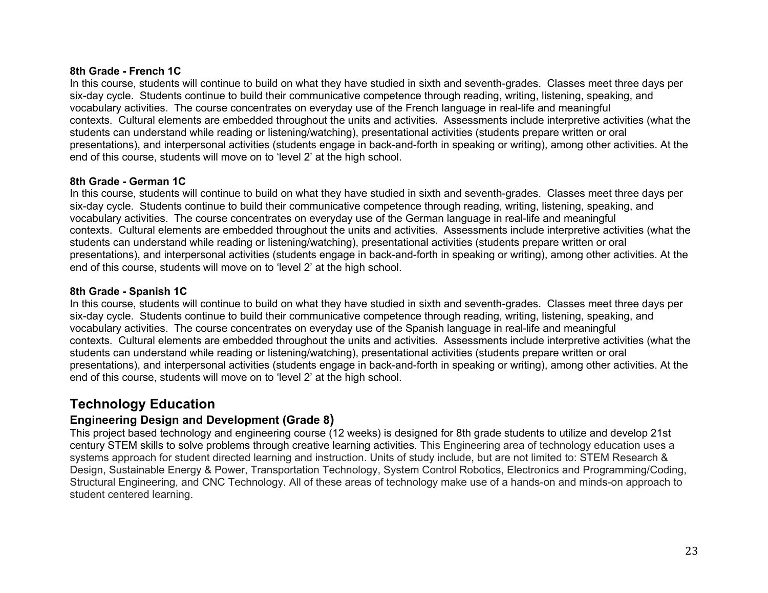**8th Grade - French 1C**

In this course, students will continue to build on what they have studied in sixth and seventh-grades. Classes meet three days per six-day cycle. Students continue to build their communicative competence through reading, writing, listening, speaking, and vocabulary activities. The course concentrates on everyday use of the French language in real-life and meaningful contexts. Cultural elements are embedded throughout the units and activities. Assessments include interpretive activities (what the students can understand while reading or listening/watching), presentational activities (students prepare written or oral presentations), and interpersonal activities (students engage in back-and-forth in speaking or writing), among other activities. At the end of this course, students will move on to 'level 2' at the high school.

**8th Grade - German 1C**

In this course, students will continue to build on what they have studied in sixth and seventh-grades. Classes meet three days per six-day cycle. Students continue to build their communicative competence through reading, writing, listening, speaking, and vocabulary activities. The course concentrates on everyday use of the German language in real-life and meaningful contexts. Cultural elements are embedded throughout the units and activities. Assessments include interpretive activities (what the students can understand while reading or listening/watching), presentational activities (students prepare written or oral presentations), and interpersonal activities (students engage in back-and-forth in speaking or writing), among other activities. At the end of this course, students will move on to 'level 2' at the high school.

**8th Grade - Spanish 1C**

In this course, students will continue to build on what they have studied in sixth and seventh-grades. Classes meet three days per six-day cycle. Students continue to build their communicative competence through reading, writing, listening, speaking, and vocabulary activities. The course concentrates on everyday use of the Spanish language in real-life and meaningful contexts. Cultural elements are embedded throughout the units and activities. Assessments include interpretive activities (what the students can understand while reading or listening/watching), presentational activities (students prepare written or oral presentations), and interpersonal activities (students engage in back-and-forth in speaking or writing), among other activities. At the end of this course, students will move on to 'level 2' at the high school.

## Technology Education

### Engineering Design and Development (Grade 8)

This project based technology and engineering course (12 weeks) is designed for 8th grade students to utilize and develop 21st century STEM skills to solve problems through creative learning activities. This Engineering area of technology education uses a systems approach for student directed learning and instruction. Units of study include, but are not limited to: STEM Research & Design, Sustainable Energy & Power, Transportation Technology, System Control Robotics, Electronics and Programming/Coding, Structural Engineering, and CNC Technology. All of these areas of technology make use of a hands-on and minds-on approach to student centered learning.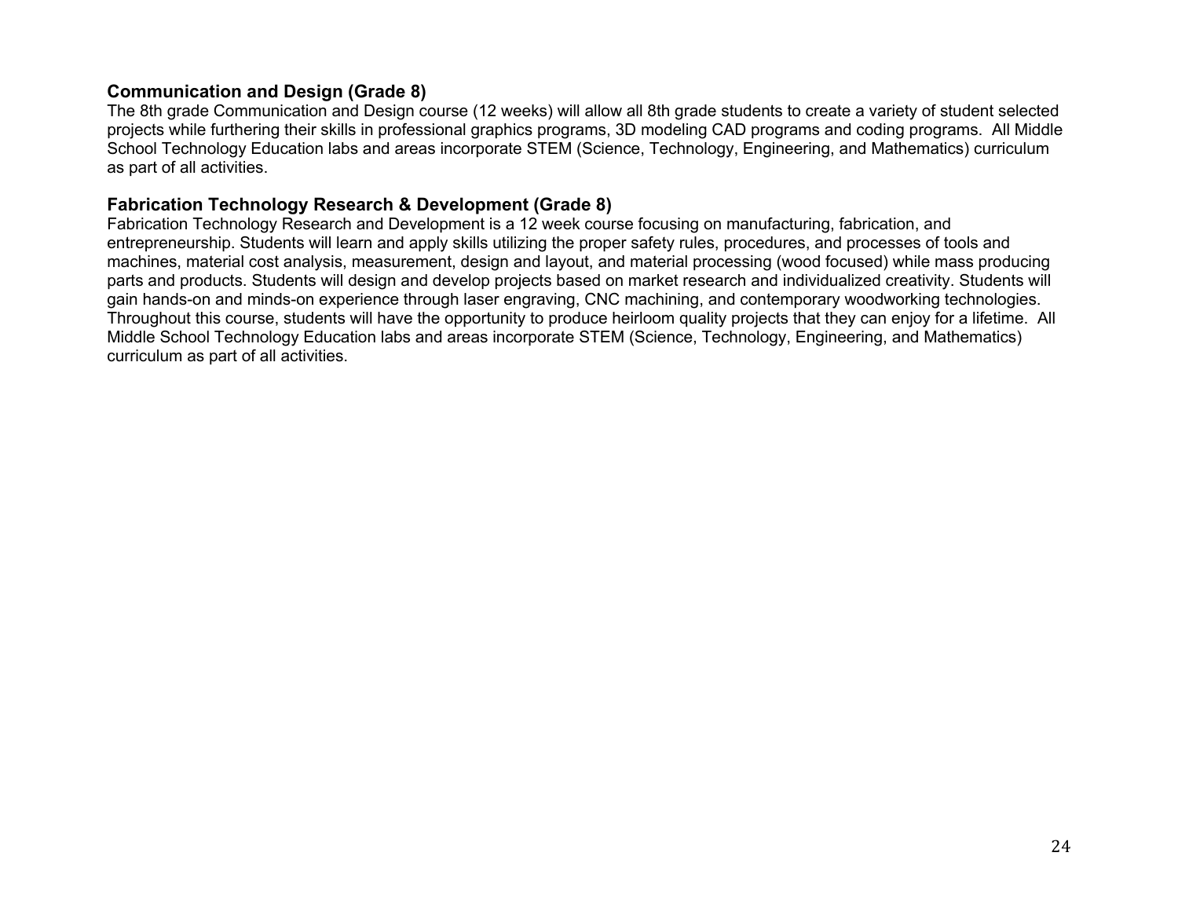**Communication and Design (Grade 8)**
The 8th grade Communication and Design course (12 weeks) will allow all 8th grade students to create a variety of student selected projects while furthering their skills in professional graphics programs, 3D modeling CAD programs and coding programs. All Middle School Technology Education labs and areas incorporate STEM (Science, Technology, Engineering, and Mathematics) curriculum as part of all activities.

**Fabrication Technology Research & Development (Grade 8)**
Fabrication Technology Research and Development is a 12 week course focusing on manufacturing, fabrication, and entrepreneurship. Students will learn and apply skills utilizing the proper safety rules, procedures, and processes of tools and machines, material cost analysis, measurement, design and layout, and material processing (wood focused) while mass producing parts and products. Students will design and develop projects based on market research and individualized creativity. Students will gain hands-on and minds-on experience through laser engraving, CNC machining, and contemporary woodworking technologies. Throughout this course, students will have the opportunity to produce heirloom quality projects that they can enjoy for a lifetime. All Middle School Technology Education labs and areas incorporate STEM (Science, Technology, Engineering, and Mathematics) curriculum as part of all activities.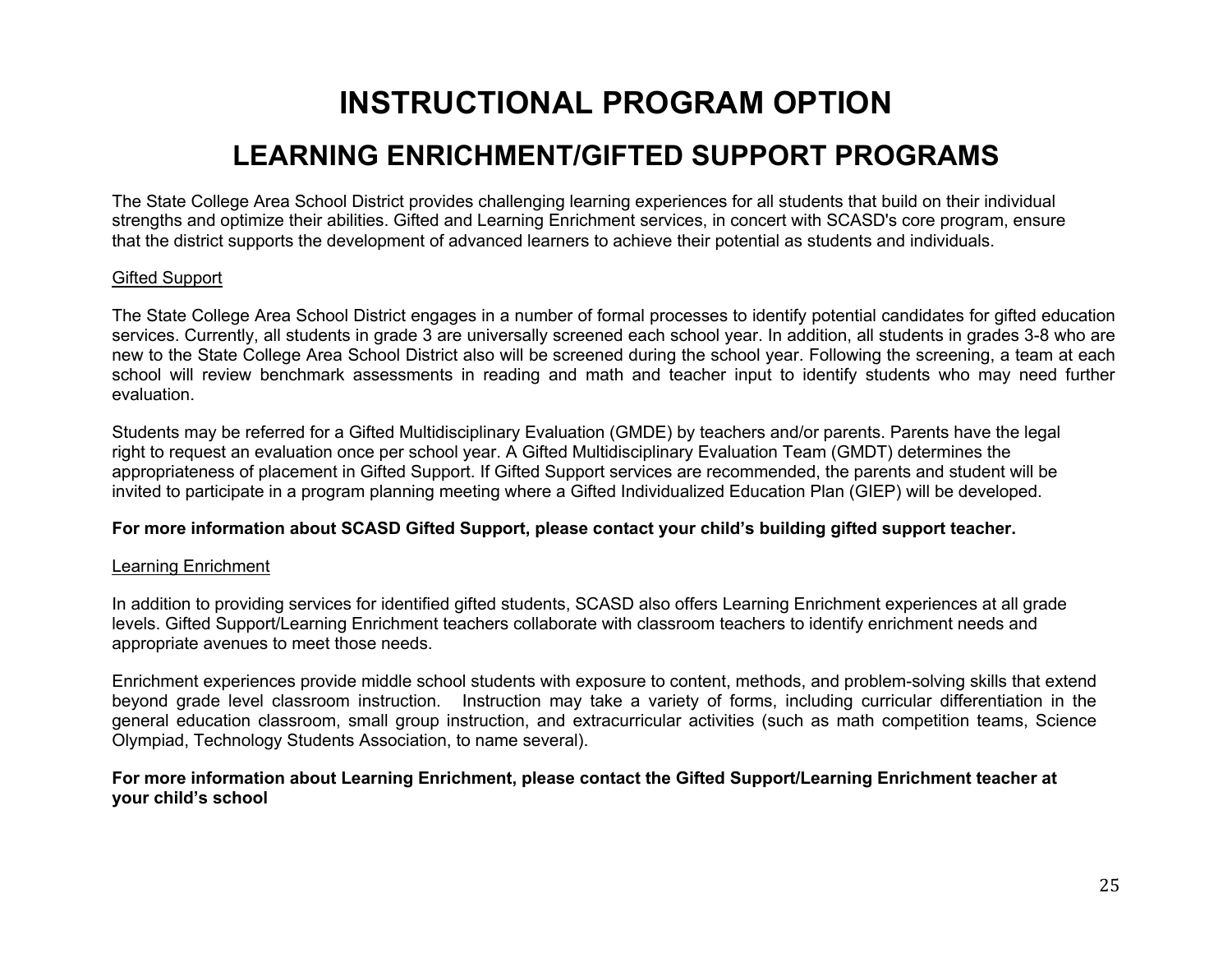# INSTRUCTIONAL PROGRAM OPTION

## LEARNING ENRICHMENT/GIFTED SUPPORT PROGRAMS

The State College Area School District provides challenging learning experiences for all students that build on their individual strengths and optimize their abilities. Gifted and Learning Enrichment services, in concert with SCASD's core program, ensure that the district supports the development of advanced learners to achieve their potential as students and individuals.

<u>Gifted Support</u>

The State College Area School District engages in a number of formal processes to identify potential candidates for gifted education services. Currently, all students in grade 3 are universally screened each school year. In addition, all students in grades 3-8 who are new to the State College Area School District also will be screened during the school year. Following the screening, a team at each school will review benchmark assessments in reading and math and teacher input to identify students who may need further evaluation.

Students may be referred for a Gifted Multidisciplinary Evaluation (GMDE) by teachers and/or parents. Parents have the legal right to request an evaluation once per school year. A Gifted Multidisciplinary Evaluation Team (GMDT) determines the appropriateness of placement in Gifted Support. If Gifted Support services are recommended, the parents and student will be invited to participate in a program planning meeting where a Gifted Individualized Education Plan (GIEP) will be developed.

**For more information about SCASD Gifted Support, please contact your child's building gifted support teacher.**

<u>Learning Enrichment</u>

In addition to providing services for identified gifted students, SCASD also offers Learning Enrichment experiences at all grade levels. Gifted Support/Learning Enrichment teachers collaborate with classroom teachers to identify enrichment needs and appropriate avenues to meet those needs.

Enrichment experiences provide middle school students with exposure to content, methods, and problem-solving skills that extend beyond grade level classroom instruction. Instruction may take a variety of forms, including curricular differentiation in the general education classroom, small group instruction, and extracurricular activities (such as math competition teams, Science Olympiad, Technology Students Association, to name several).

**For more information about Learning Enrichment, please contact the Gifted Support/Learning Enrichment teacher at your child's school**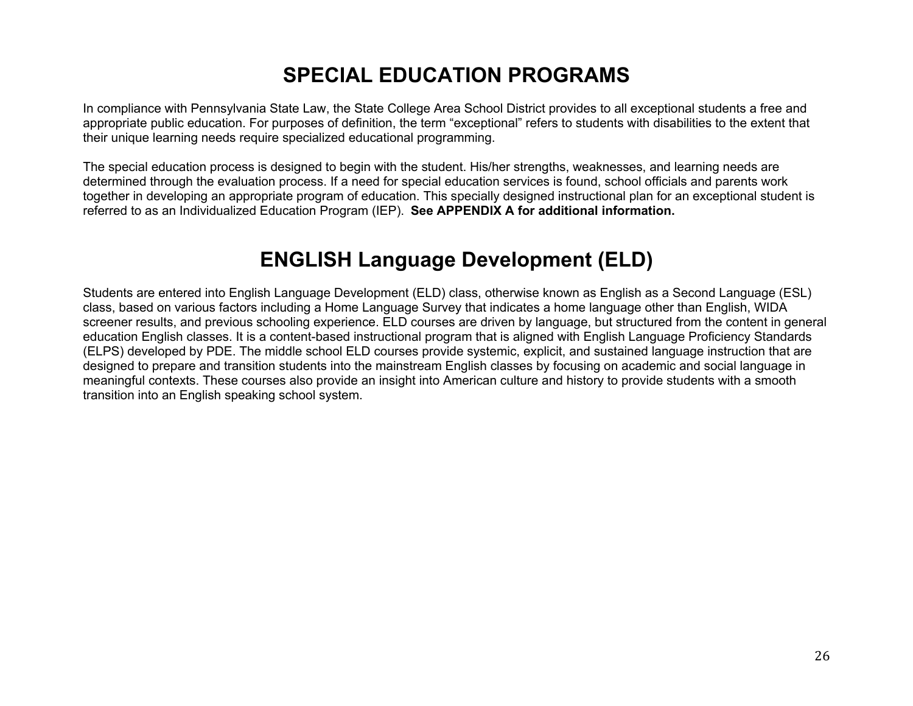# SPECIAL EDUCATION PROGRAMS

In compliance with Pennsylvania State Law, the State College Area School District provides to all exceptional students a free and appropriate public education. For purposes of definition, the term "exceptional" refers to students with disabilities to the extent that their unique learning needs require specialized educational programming.

The special education process is designed to begin with the student. His/her strengths, weaknesses, and learning needs are determined through the evaluation process. If a need for special education services is found, school officials and parents work together in developing an appropriate program of education. This specially designed instructional plan for an exceptional student is referred to as an Individualized Education Program (IEP). **See APPENDIX A for additional information.**

# ENGLISH Language Development (ELD)

Students are entered into English Language Development (ELD) class, otherwise known as English as a Second Language (ESL) class, based on various factors including a Home Language Survey that indicates a home language other than English, WIDA screener results, and previous schooling experience. ELD courses are driven by language, but structured from the content in general education English classes. It is a content-based instructional program that is aligned with English Language Proficiency Standards (ELPS) developed by PDE. The middle school ELD courses provide systemic, explicit, and sustained language instruction that are designed to prepare and transition students into the mainstream English classes by focusing on academic and social language in meaningful contexts. These courses also provide an insight into American culture and history to provide students with a smooth transition into an English speaking school system.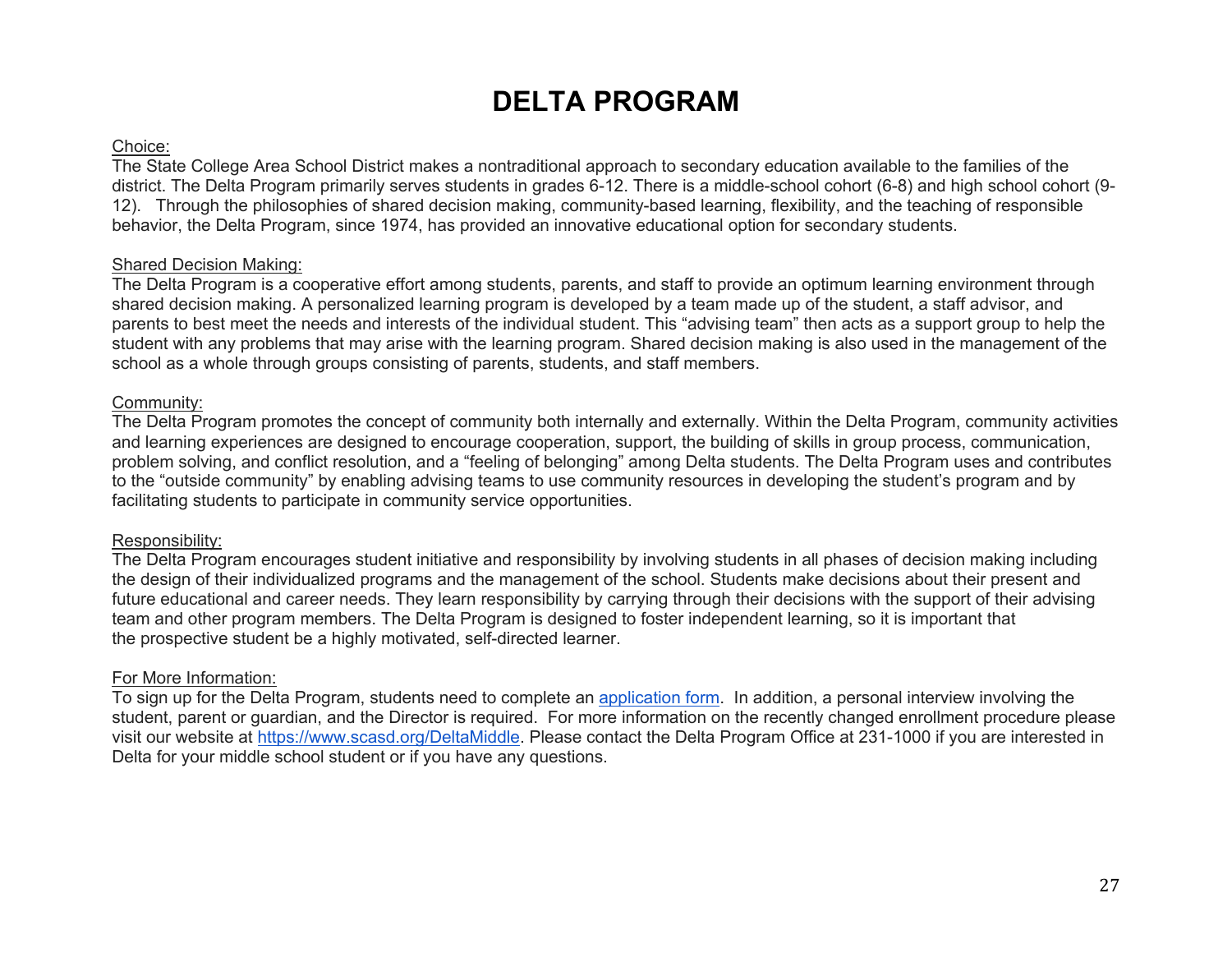# DELTA PROGRAM

Choice:
The State College Area School District makes a nontraditional approach to secondary education available to the families of the district. The Delta Program primarily serves students in grades 6-12. There is a middle-school cohort (6-8) and high school cohort (9-12). Through the philosophies of shared decision making, community-based learning, flexibility, and the teaching of responsible behavior, the Delta Program, since 1974, has provided an innovative educational option for secondary students.

Shared Decision Making:
The Delta Program is a cooperative effort among students, parents, and staff to provide an optimum learning environment through shared decision making. A personalized learning program is developed by a team made up of the student, a staff advisor, and parents to best meet the needs and interests of the individual student. This "advising team" then acts as a support group to help the student with any problems that may arise with the learning program. Shared decision making is also used in the management of the school as a whole through groups consisting of parents, students, and staff members.

Community:
The Delta Program promotes the concept of community both internally and externally. Within the Delta Program, community activities and learning experiences are designed to encourage cooperation, support, the building of skills in group process, communication, problem solving, and conflict resolution, and a "feeling of belonging" among Delta students. The Delta Program uses and contributes to the "outside community" by enabling advising teams to use community resources in developing the student's program and by facilitating students to participate in community service opportunities.

Responsibility:
The Delta Program encourages student initiative and responsibility by involving students in all phases of decision making including the design of their individualized programs and the management of the school. Students make decisions about their present and future educational and career needs. They learn responsibility by carrying through their decisions with the support of their advising team and other program members. The Delta Program is designed to foster independent learning, so it is important that the prospective student be a highly motivated, self-directed learner.

For More Information:
To sign up for the Delta Program, students need to complete an application form. In addition, a personal interview involving the student, parent or guardian, and the Director is required. For more information on the recently changed enrollment procedure please visit our website at https://www.scasd.org/DeltaMiddle. Please contact the Delta Program Office at 231-1000 if you are interested in Delta for your middle school student or if you have any questions.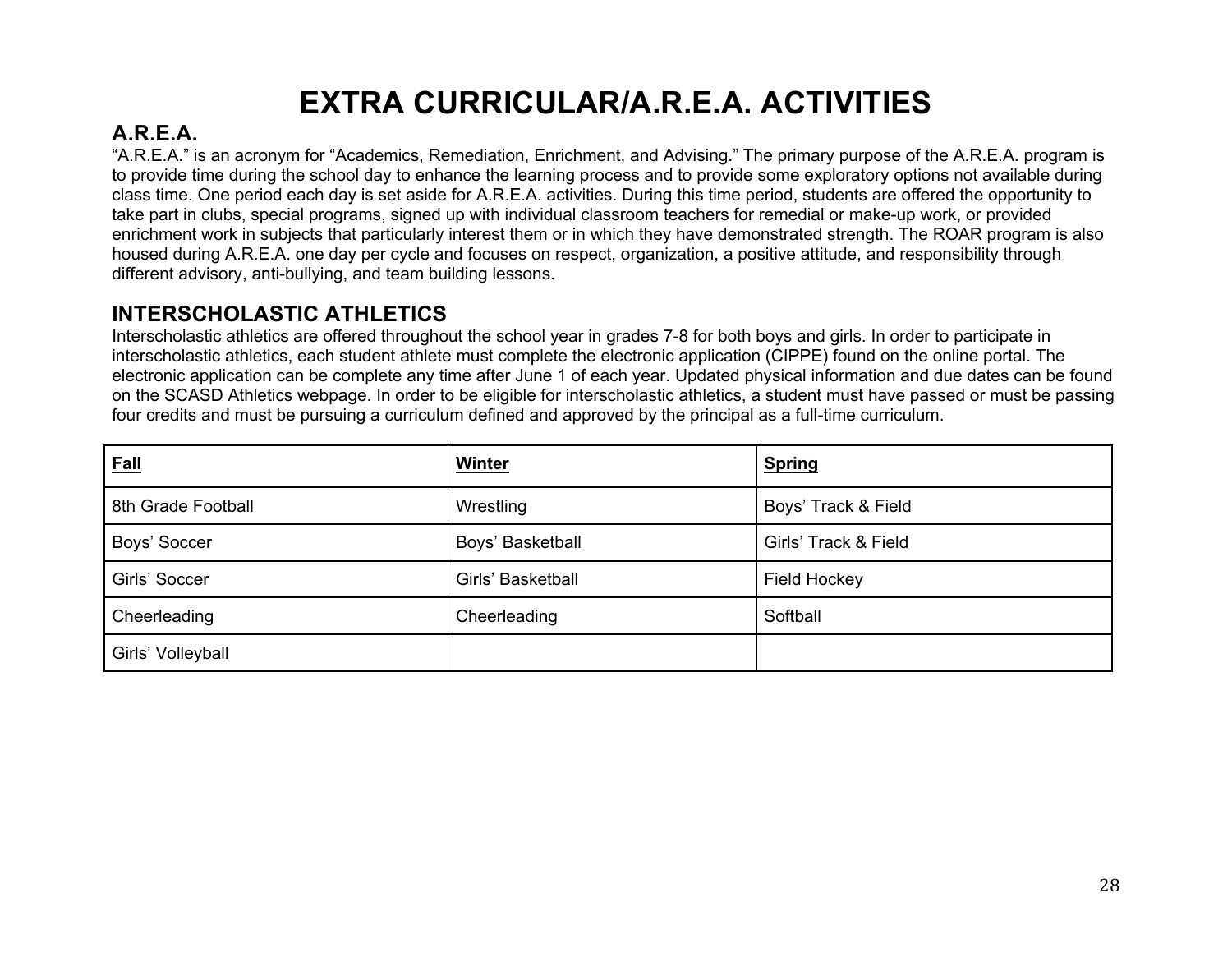# EXTRA CURRICULAR/A.R.E.A. ACTIVITIES

## A.R.E.A.

"A.R.E.A." is an acronym for "Academics, Remediation, Enrichment, and Advising." The primary purpose of the A.R.E.A. program is to provide time during the school day to enhance the learning process and to provide some exploratory options not available during class time. One period each day is set aside for A.R.E.A. activities. During this time period, students are offered the opportunity to take part in clubs, special programs, signed up with individual classroom teachers for remedial or make-up work, or provided enrichment work in subjects that particularly interest them or in which they have demonstrated strength. The ROAR program is also housed during A.R.E.A. one day per cycle and focuses on respect, organization, a positive attitude, and responsibility through different advisory, anti-bullying, and team building lessons.

## INTERSCHOLASTIC ATHLETICS

Interscholastic athletics are offered throughout the school year in grades 7-8 for both boys and girls. In order to participate in interscholastic athletics, each student athlete must complete the electronic application (CIPPE) found on the online portal. The electronic application can be complete any time after June 1 of each year. Updated physical information and due dates can be found on the SCASD Athletics webpage. In order to be eligible for interscholastic athletics, a student must have passed or must be passing four credits and must be pursuing a curriculum defined and approved by the principal as a full-time curriculum.

| **Fall** | **Winter** | **Spring** |
|---|---|---|
| 8th Grade Football | Wrestling | Boys' Track & Field |
| Boys' Soccer | Boys' Basketball | Girls' Track & Field |
| Girls' Soccer | Girls' Basketball | Field Hockey |
| Cheerleading | Cheerleading | Softball |
| Girls' Volleyball | | |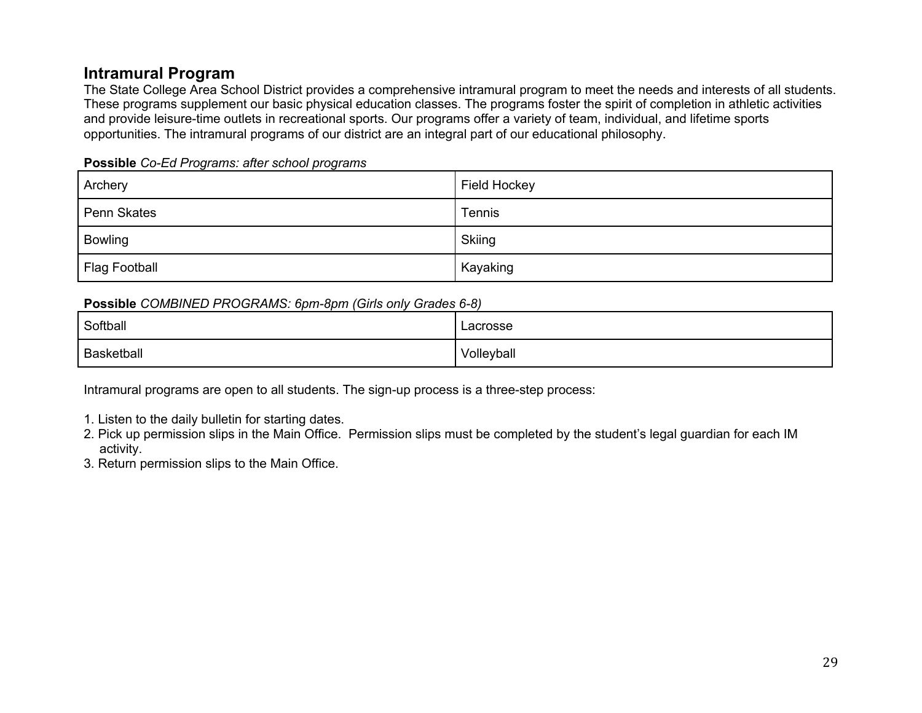## Intramural Program

The State College Area School District provides a comprehensive intramural program to meet the needs and interests of all students. These programs supplement our basic physical education classes. The programs foster the spirit of completion in athletic activities and provide leisure-time outlets in recreational sports. Our programs offer a variety of team, individual, and lifetime sports opportunities. The intramural programs of our district are an integral part of our educational philosophy.

**Possible** *Co-Ed Programs: after school programs*

| | |
|---|---|
| Archery | Field Hockey |
| Penn Skates | Tennis |
| Bowling | Skiing |
| Flag Football | Kayaking |

**Possible** *COMBINED PROGRAMS: 6pm-8pm (Girls only Grades 6-8)*

| | |
|---|---|
| Softball | Lacrosse |
| Basketball | Volleyball |

Intramural programs are open to all students. The sign-up process is a three-step process:

1. Listen to the daily bulletin for starting dates.
2. Pick up permission slips in the Main Office. Permission slips must be completed by the student's legal guardian for each IM activity.
3. Return permission slips to the Main Office.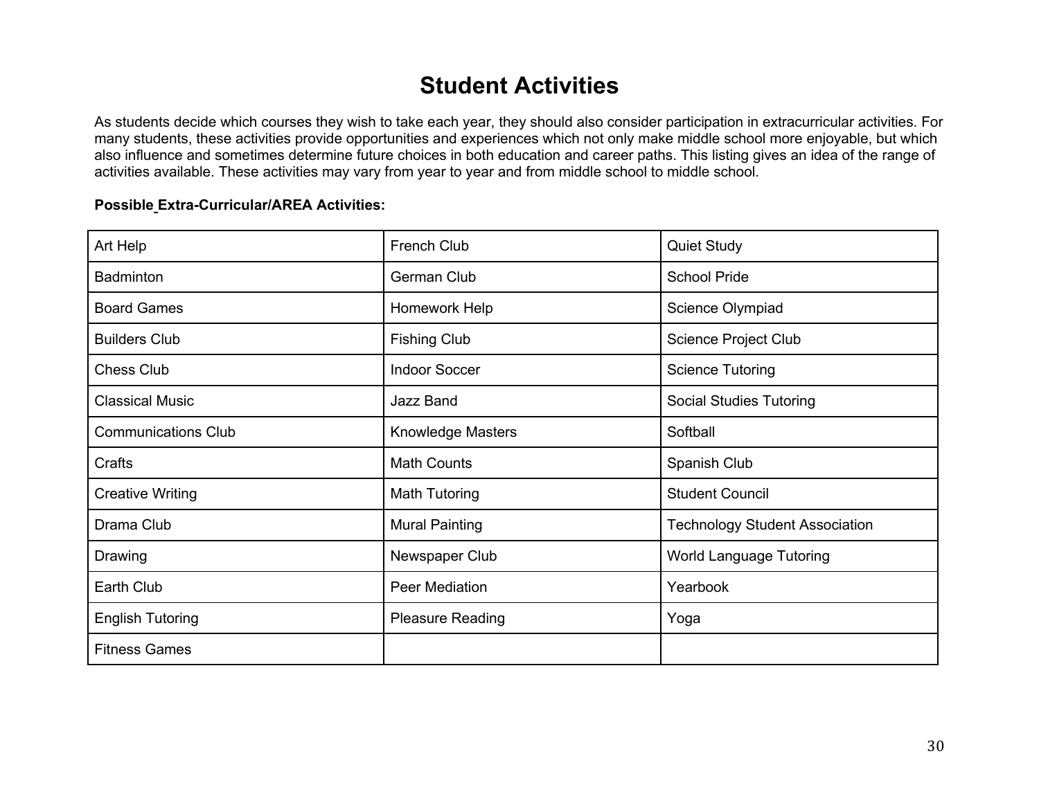# Student Activities

As students decide which courses they wish to take each year, they should also consider participation in extracurricular activities. For many students, these activities provide opportunities and experiences which not only make middle school more enjoyable, but which also influence and sometimes determine future choices in both education and career paths. This listing gives an idea of the range of activities available. These activities may vary from year to year and from middle school to middle school.

**Possible Extra-Curricular/AREA Activities:**

| | | |
|---|---|---|
| Art Help | French Club | Quiet Study |
| Badminton | German Club | School Pride |
| Board Games | Homework Help | Science Olympiad |
| Builders Club | Fishing Club | Science Project Club |
| Chess Club | Indoor Soccer | Science Tutoring |
| Classical Music | Jazz Band | Social Studies Tutoring |
| Communications Club | Knowledge Masters | Softball |
| Crafts | Math Counts | Spanish Club |
| Creative Writing | Math Tutoring | Student Council |
| Drama Club | Mural Painting | Technology Student Association |
| Drawing | Newspaper Club | World Language Tutoring |
| Earth Club | Peer Mediation | Yearbook |
| English Tutoring | Pleasure Reading | Yoga |
| Fitness Games | | |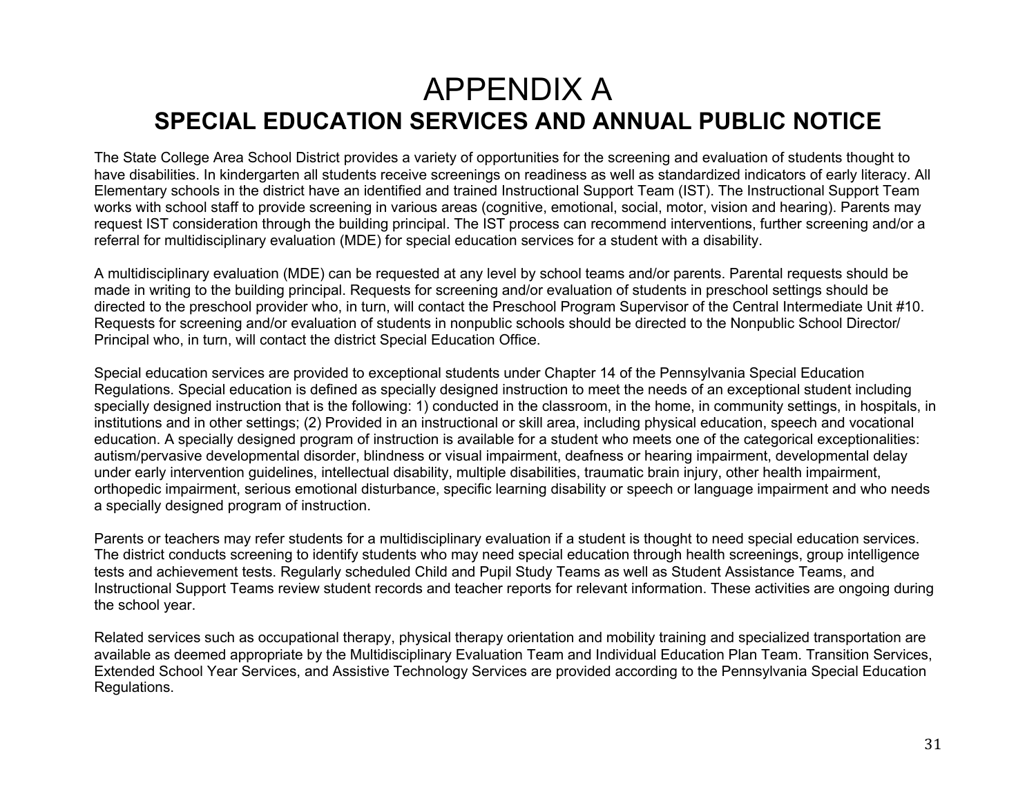# APPENDIX A

## SPECIAL EDUCATION SERVICES AND ANNUAL PUBLIC NOTICE

The State College Area School District provides a variety of opportunities for the screening and evaluation of students thought to have disabilities. In kindergarten all students receive screenings on readiness as well as standardized indicators of early literacy. All Elementary schools in the district have an identified and trained Instructional Support Team (IST). The Instructional Support Team works with school staff to provide screening in various areas (cognitive, emotional, social, motor, vision and hearing). Parents may request IST consideration through the building principal. The IST process can recommend interventions, further screening and/or a referral for multidisciplinary evaluation (MDE) for special education services for a student with a disability.

A multidisciplinary evaluation (MDE) can be requested at any level by school teams and/or parents. Parental requests should be made in writing to the building principal. Requests for screening and/or evaluation of students in preschool settings should be directed to the preschool provider who, in turn, will contact the Preschool Program Supervisor of the Central Intermediate Unit #10. Requests for screening and/or evaluation of students in nonpublic schools should be directed to the Nonpublic School Director/ Principal who, in turn, will contact the district Special Education Office.

Special education services are provided to exceptional students under Chapter 14 of the Pennsylvania Special Education Regulations. Special education is defined as specially designed instruction to meet the needs of an exceptional student including specially designed instruction that is the following: 1) conducted in the classroom, in the home, in community settings, in hospitals, in institutions and in other settings; (2) Provided in an instructional or skill area, including physical education, speech and vocational education. A specially designed program of instruction is available for a student who meets one of the categorical exceptionalities: autism/pervasive developmental disorder, blindness or visual impairment, deafness or hearing impairment, developmental delay under early intervention guidelines, intellectual disability, multiple disabilities, traumatic brain injury, other health impairment, orthopedic impairment, serious emotional disturbance, specific learning disability or speech or language impairment and who needs a specially designed program of instruction.

Parents or teachers may refer students for a multidisciplinary evaluation if a student is thought to need special education services. The district conducts screening to identify students who may need special education through health screenings, group intelligence tests and achievement tests. Regularly scheduled Child and Pupil Study Teams as well as Student Assistance Teams, and Instructional Support Teams review student records and teacher reports for relevant information. These activities are ongoing during the school year.

Related services such as occupational therapy, physical therapy orientation and mobility training and specialized transportation are available as deemed appropriate by the Multidisciplinary Evaluation Team and Individual Education Plan Team. Transition Services, Extended School Year Services, and Assistive Technology Services are provided according to the Pennsylvania Special Education Regulations.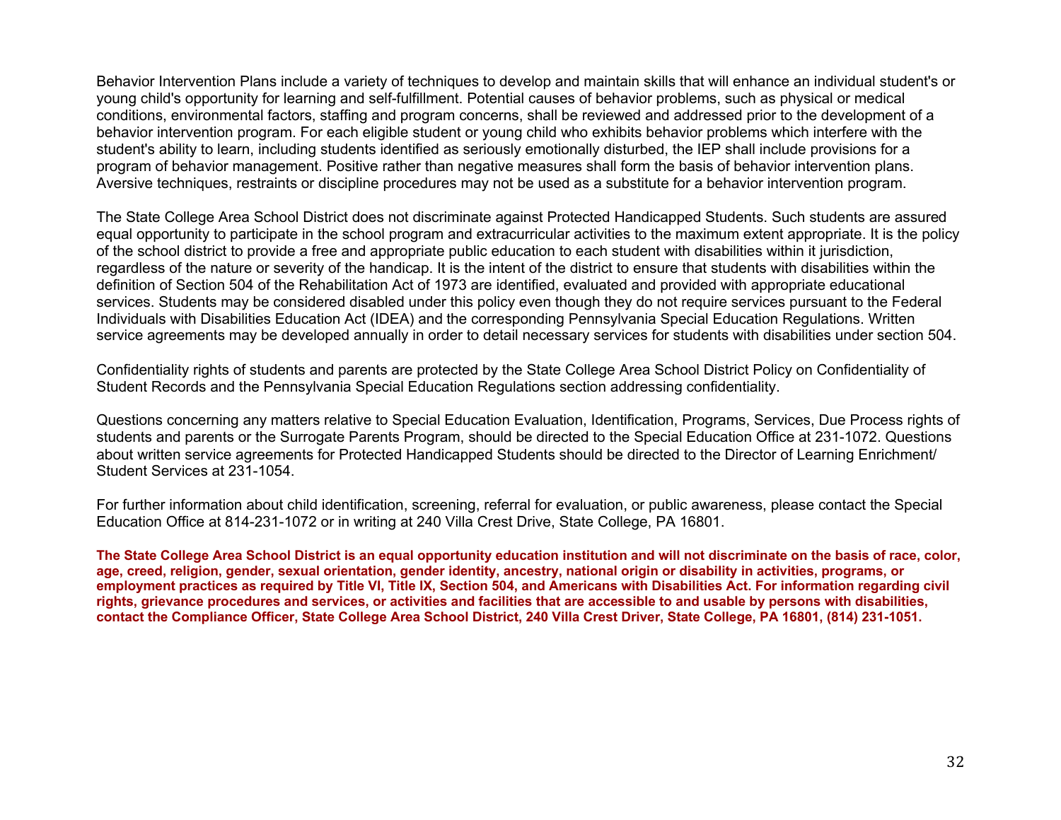Behavior Intervention Plans include a variety of techniques to develop and maintain skills that will enhance an individual student's or young child's opportunity for learning and self-fulfillment. Potential causes of behavior problems, such as physical or medical conditions, environmental factors, staffing and program concerns, shall be reviewed and addressed prior to the development of a behavior intervention program. For each eligible student or young child who exhibits behavior problems which interfere with the student's ability to learn, including students identified as seriously emotionally disturbed, the IEP shall include provisions for a program of behavior management. Positive rather than negative measures shall form the basis of behavior intervention plans. Aversive techniques, restraints or discipline procedures may not be used as a substitute for a behavior intervention program.

The State College Area School District does not discriminate against Protected Handicapped Students. Such students are assured equal opportunity to participate in the school program and extracurricular activities to the maximum extent appropriate. It is the policy of the school district to provide a free and appropriate public education to each student with disabilities within it jurisdiction, regardless of the nature or severity of the handicap. It is the intent of the district to ensure that students with disabilities within the definition of Section 504 of the Rehabilitation Act of 1973 are identified, evaluated and provided with appropriate educational services. Students may be considered disabled under this policy even though they do not require services pursuant to the Federal Individuals with Disabilities Education Act (IDEA) and the corresponding Pennsylvania Special Education Regulations. Written service agreements may be developed annually in order to detail necessary services for students with disabilities under section 504.

Confidentiality rights of students and parents are protected by the State College Area School District Policy on Confidentiality of Student Records and the Pennsylvania Special Education Regulations section addressing confidentiality.

Questions concerning any matters relative to Special Education Evaluation, Identification, Programs, Services, Due Process rights of students and parents or the Surrogate Parents Program, should be directed to the Special Education Office at 231-1072. Questions about written service agreements for Protected Handicapped Students should be directed to the Director of Learning Enrichment/ Student Services at 231-1054.

For further information about child identification, screening, referral for evaluation, or public awareness, please contact the Special Education Office at 814-231-1072 or in writing at 240 Villa Crest Drive, State College, PA 16801.

**The State College Area School District is an equal opportunity education institution and will not discriminate on the basis of race, color, age, creed, religion, gender, sexual orientation, gender identity, ancestry, national origin or disability in activities, programs, or employment practices as required by Title VI, Title IX, Section 504, and Americans with Disabilities Act. For information regarding civil rights, grievance procedures and services, or activities and facilities that are accessible to and usable by persons with disabilities, contact the Compliance Officer, State College Area School District, 240 Villa Crest Driver, State College, PA 16801, (814) 231-1051.**